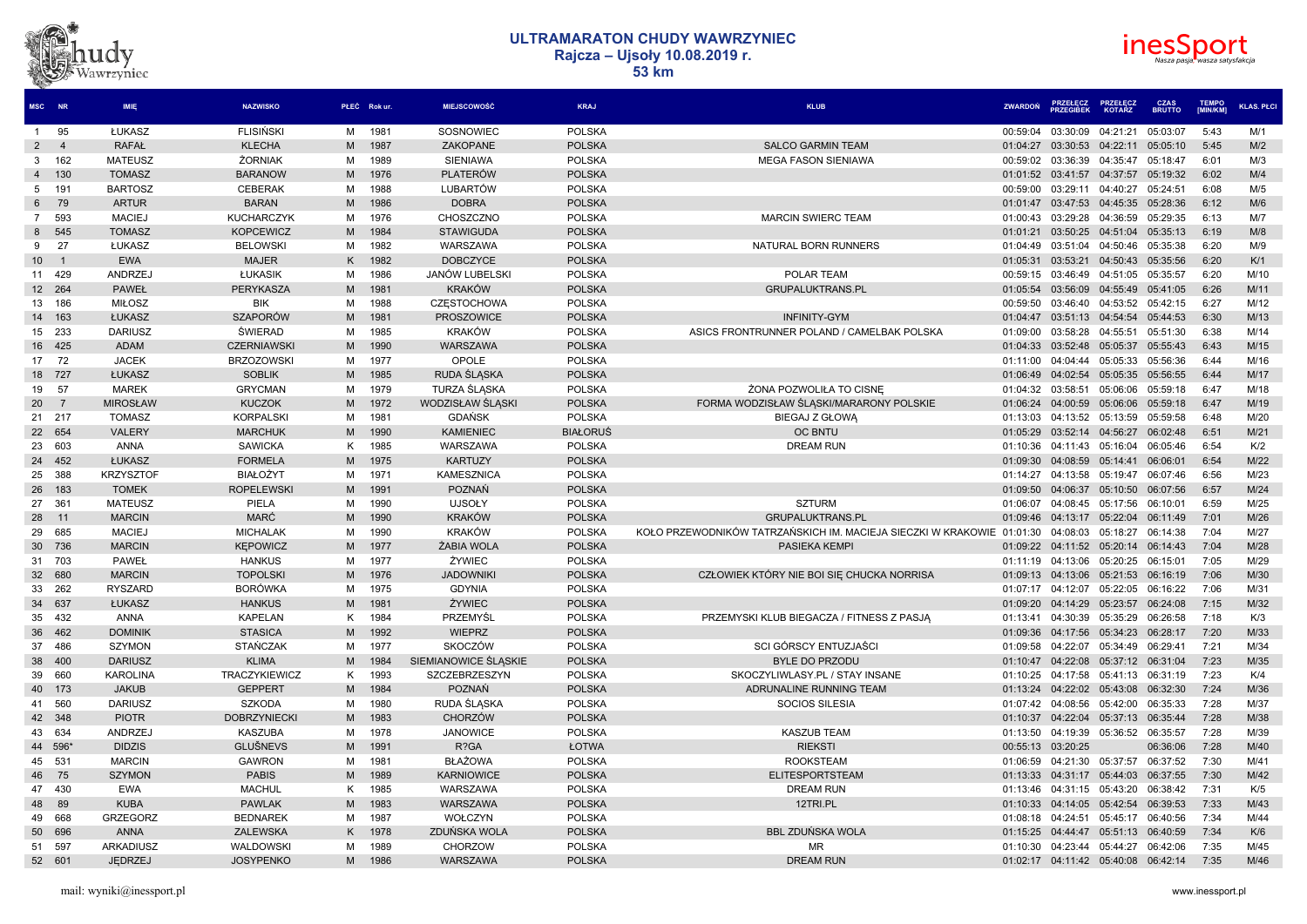# ULTRAMARATON CHUDY WAWRZYNIEC

## Rajcza – Ujsoły 10.08.2019 r.

## 53 km

| MSC | NR | IMIĘ | NAZWISKO | PŁEĆ | Rok ur. | MIEJSCOWOŚĆ | KRAJ | KLUB | ZWARDOŃ | PRZEŁECZ PRZEGIBEK | PRZEŁECZ KOTARZ | CZAS BRUTTO | TEMPO [MIN/KM] | KLAS. PŁCI |
|---|---|---|---|---|---|---|---|---|---|---|---|---|---|---|
| 1 | 95 | ŁUKASZ | FLISIŃSKI | M | 1981 | SOSNOWIEC | POLSKA | | 00:59:04 | 03:30:09 | 04:21:21 | 05:03:07 | 5:43 | M/1 |
| 2 | 4 | RAFAŁ | KLECHA | M | 1987 | ZAKOPANE | POLSKA | SALCO GARMIN TEAM | 01:04:27 | 03:30:53 | 04:22:11 | 05:05:10 | 5:45 | M/2 |
| 3 | 162 | MATEUSZ | ŻORNIAK | M | 1989 | SIENIAWA | POLSKA | MEGA FASON SIENIAWA | 00:59:02 | 03:36:39 | 04:35:47 | 05:18:47 | 6:01 | M/3 |
| 4 | 130 | TOMASZ | BARANOW | M | 1976 | PLATERÓW | POLSKA | | 01:01:52 | 03:41:57 | 04:37:57 | 05:19:32 | 6:02 | M/4 |
| 5 | 191 | BARTOSZ | CEBERAK | M | 1988 | LUBARTÓW | POLSKA | | 00:59:00 | 03:29:11 | 04:40:27 | 05:24:51 | 6:08 | M/5 |
| 6 | 79 | ARTUR | BARAN | M | 1986 | DOBRA | POLSKA | | 01:01:47 | 03:47:53 | 04:45:35 | 05:28:36 | 6:12 | M/6 |
| 7 | 593 | MACIEJ | KUCHARCZYK | M | 1976 | CHOSZCZNO | POLSKA | MARCIN SWIERC TEAM | 01:00:43 | 03:29:28 | 04:36:59 | 05:29:35 | 6:13 | M/7 |
| 8 | 545 | TOMASZ | KOPCEWICZ | M | 1984 | STAWIGUDA | POLSKA | | 01:01:21 | 03:50:25 | 04:51:04 | 05:35:13 | 6:19 | M/8 |
| 9 | 27 | ŁUKASZ | BELOWSKI | M | 1982 | WARSZAWA | POLSKA | NATURAL BORN RUNNERS | 01:04:49 | 03:51:04 | 04:50:46 | 05:35:38 | 6:20 | M/9 |
| 10 | 1 | EWA | MAJER | K | 1982 | DOBCZYCE | POLSKA | | 01:05:31 | 03:53:21 | 04:50:43 | 05:35:56 | 6:20 | K/1 |
| 11 | 429 | ANDRZEJ | ŁUKASIK | M | 1986 | JANÓW LUBELSKI | POLSKA | POLAR TEAM | 00:59:15 | 03:46:49 | 04:51:05 | 05:35:57 | 6:20 | M/10 |
| 12 | 264 | PAWEŁ | PERYKASZA | M | 1981 | KRAKÓW | POLSKA | GRUPALUKTRANS.PL | 01:05:54 | 03:56:09 | 04:55:49 | 05:41:05 | 6:26 | M/11 |
| 13 | 186 | MIŁOSZ | BIK | M | 1988 | CZĘSTOCHOWA | POLSKA | | 00:59:50 | 03:46:40 | 04:53:52 | 05:42:15 | 6:27 | M/12 |
| 14 | 163 | ŁUKASZ | SZAPORÓW | M | 1981 | PROSZOWICE | POLSKA | INFINITY-GYM | 01:04:47 | 03:51:13 | 04:54:54 | 05:44:53 | 6:30 | M/13 |
| 15 | 233 | DARIUSZ | ŚWIERAD | M | 1985 | KRAKÓW | POLSKA | ASICS FRONTRUNNER POLAND / CAMELBAK POLSKA | 01:09:00 | 03:58:28 | 04:55:51 | 05:51:30 | 6:38 | M/14 |
| 16 | 425 | ADAM | CZERNIAWSKI | M | 1990 | WARSZAWA | POLSKA | | 01:04:33 | 03:52:48 | 05:05:37 | 05:55:43 | 6:43 | M/15 |
| 17 | 72 | JACEK | BRZOZOWSKI | M | 1977 | OPOLE | POLSKA | | 01:11:00 | 04:04:44 | 05:05:33 | 05:56:36 | 6:44 | M/16 |
| 18 | 727 | ŁUKASZ | SOBLIK | M | 1985 | RUDA ŚLĄSKA | POLSKA | | 01:06:49 | 04:02:54 | 05:05:35 | 05:56:55 | 6:44 | M/17 |
| 19 | 57 | MAREK | GRYCMAN | M | 1979 | TURZA ŚLĄSKA | POLSKA | ŻONA POZWOLIŁA TO CISNĘ | 01:04:32 | 03:58:51 | 05:06:06 | 05:59:18 | 6:47 | M/18 |
| 20 | 7 | MIROSŁAW | KUCZOK | M | 1972 | WODZISŁAW ŚLĄSKI | POLSKA | FORMA WODZISŁAW ŚLĄSKI/MARARONY POLSKIE | 01:06:24 | 04:00:59 | 05:06:06 | 05:59:18 | 6:47 | M/19 |
| 21 | 217 | TOMASZ | KORPALSKI | M | 1981 | GDAŃSK | POLSKA | BIEGAJ Z GŁOWĄ | 01:13:03 | 04:13:52 | 05:13:59 | 05:59:58 | 6:48 | M/20 |
| 22 | 654 | VALERY | MARCHUK | M | 1990 | KAMIENIEC | BIAŁORUŚ | OC BNTU | 01:05:29 | 03:52:14 | 04:56:27 | 06:02:48 | 6:51 | M/21 |
| 23 | 603 | ANNA | SAWICKA | K | 1985 | WARSZAWA | POLSKA | DREAM RUN | 01:10:36 | 04:11:43 | 05:16:04 | 06:05:46 | 6:54 | K/2 |
| 24 | 452 | ŁUKASZ | FORMELA | M | 1975 | KARTUZY | POLSKA | | 01:09:30 | 04:08:59 | 05:14:41 | 06:06:01 | 6:54 | M/22 |
| 25 | 388 | KRZYSZTOF | BIAŁOŻYT | M | 1971 | KAMESZNICA | POLSKA | | 01:14:27 | 04:13:58 | 05:19:47 | 06:07:46 | 6:56 | M/23 |
| 26 | 183 | TOMEK | ROPELEWSKI | M | 1991 | POZNAŃ | POLSKA | | 01:09:50 | 04:06:37 | 05:10:50 | 06:07:56 | 6:57 | M/24 |
| 27 | 361 | MATEUSZ | PIELA | M | 1990 | UJSOŁY | POLSKA | SZTURM | 01:06:07 | 04:08:45 | 05:17:56 | 06:10:01 | 6:59 | M/25 |
| 28 | 11 | MARCIN | MARĆ | M | 1990 | KRAKÓW | POLSKA | GRUPALUKTRANS.PL | 01:09:46 | 04:13:17 | 05:22:04 | 06:11:49 | 7:01 | M/26 |
| 29 | 685 | MACIEJ | MICHALAK | M | 1990 | KRAKÓW | POLSKA | KOŁO PRZEWODNIKÓW TATRZAŃSKICH IM. MACIEJA SIECZKI W KRAKOWIE | 01:01:30 | 04:08:03 | 05:18:27 | 06:14:38 | 7:04 | M/27 |
| 30 | 736 | MARCIN | KĘPOWICZ | M | 1977 | ŻABIA WOLA | POLSKA | PASIEKA KEMPI | 01:09:22 | 04:11:52 | 05:20:14 | 06:14:43 | 7:04 | M/28 |
| 31 | 703 | PAWEŁ | HANKUS | M | 1977 | ŻYWIEC | POLSKA | | 01:11:19 | 04:13:06 | 05:20:25 | 06:15:01 | 7:05 | M/29 |
| 32 | 680 | MARCIN | TOPOLSKI | M | 1976 | JADOWNIKI | POLSKA | CZŁOWIEK KTÓRY NIE BOI SIĘ CHUCKA NORRISA | 01:09:13 | 04:13:06 | 05:21:53 | 06:16:19 | 7:06 | M/30 |
| 33 | 262 | RYSZARD | BORÓWKA | M | 1975 | GDYNIA | POLSKA | | 01:07:17 | 04:12:07 | 05:22:05 | 06:16:22 | 7:06 | M/31 |
| 34 | 637 | ŁUKASZ | HANKUS | M | 1981 | ŻYWIEC | POLSKA | | 01:09:20 | 04:14:29 | 05:23:57 | 06:24:08 | 7:15 | M/32 |
| 35 | 432 | ANNA | KAPELAN | K | 1984 | PRZEMYŚL | POLSKA | PRZEMYSKI KLUB BIEGACZA / FITNESS Z PASJĄ | 01:13:41 | 04:30:39 | 05:35:29 | 06:26:58 | 7:18 | K/3 |
| 36 | 462 | DOMINIK | STASICA | M | 1992 | WIEPRZ | POLSKA | | 01:09:36 | 04:17:56 | 05:34:23 | 06:28:17 | 7:20 | M/33 |
| 37 | 486 | SZYMON | STAŃCZAK | M | 1977 | SKOCZÓW | POLSKA | SCI GÓRSCY ENTUZJAŚCI | 01:09:58 | 04:22:07 | 05:34:49 | 06:29:41 | 7:21 | M/34 |
| 38 | 400 | DARIUSZ | KLIMA | M | 1984 | SIEMIANOWICE ŚLĄSKIE | POLSKA | BYLE DO PRZODU | 01:10:47 | 04:22:08 | 05:37:12 | 06:31:04 | 7:23 | M/35 |
| 39 | 660 | KAROLINA | TRACZYKIEWICZ | K | 1993 | SZCZEBRZESZYN | POLSKA | SKOCZYLIWLASY.PL / STAY INSANE | 01:10:25 | 04:17:58 | 05:41:13 | 06:31:19 | 7:23 | K/4 |
| 40 | 173 | JAKUB | GEPPERT | M | 1984 | POZNAŃ | POLSKA | ADRUNALINE RUNNING TEAM | 01:13:24 | 04:22:02 | 05:43:08 | 06:32:30 | 7:24 | M/36 |
| 41 | 560 | DARIUSZ | SZKODA | M | 1980 | RUDA ŚLĄSKA | POLSKA | SOCIOS SILESIA | 01:07:42 | 04:08:56 | 05:42:00 | 06:35:33 | 7:28 | M/37 |
| 42 | 348 | PIOTR | DOBRZYNIECKI | M | 1983 | CHORZÓW | POLSKA | | 01:10:37 | 04:22:04 | 05:37:13 | 06:35:44 | 7:28 | M/38 |
| 43 | 634 | ANDRZEJ | KASZUBA | M | 1978 | JANOWICE | POLSKA | KASZUB TEAM | 01:13:50 | 04:19:39 | 05:36:52 | 06:35:57 | 7:28 | M/39 |
| 44 | 596* | DIDZIS | GLUŠNEVS | M | 1991 | R?GA | ŁOTWA | RIEKSTI | 00:55:13 | 03:20:25 | | 06:36:06 | 7:28 | M/40 |
| 45 | 531 | MARCIN | GAWRON | M | 1981 | BŁAŻOWA | POLSKA | ROOKSTEAM | 01:06:59 | 04:21:30 | 05:37:57 | 06:37:52 | 7:30 | M/41 |
| 46 | 75 | SZYMON | PABIS | M | 1989 | KARNIOWICE | POLSKA | ELITESPORTSTEAM | 01:13:33 | 04:31:17 | 05:44:03 | 06:37:55 | 7:30 | M/42 |
| 47 | 430 | EWA | MACHUL | K | 1985 | WARSZAWA | POLSKA | DREAM RUN | 01:13:46 | 04:31:15 | 05:43:20 | 06:38:42 | 7:31 | K/5 |
| 48 | 89 | KUBA | PAWLAK | M | 1983 | WARSZAWA | POLSKA | 12TRI.PL | 01:10:33 | 04:14:05 | 05:42:54 | 06:39:53 | 7:33 | M/43 |
| 49 | 668 | GRZEGORZ | BEDNAREK | M | 1987 | WOŁCZYN | POLSKA | | 01:08:18 | 04:24:51 | 05:45:17 | 06:40:56 | 7:34 | M/44 |
| 50 | 696 | ANNA | ZALEWSKA | K | 1978 | ZDUŃSKA WOLA | POLSKA | BBL ZDUŃSKA WOLA | 01:15:25 | 04:44:47 | 05:51:13 | 06:40:59 | 7:34 | K/6 |
| 51 | 597 | ARKADIUSZ | WALDOWSKI | M | 1989 | CHORZOW | POLSKA | MR | 01:10:30 | 04:23:44 | 05:44:27 | 06:42:06 | 7:35 | M/45 |
| 52 | 601 | JĘDRZEJ | JOSYPENKO | M | 1986 | WARSZAWA | POLSKA | DREAM RUN | 01:02:17 | 04:11:42 | 05:40:08 | 06:42:14 | 7:35 | M/46 |

mail: wyniki@inessport.pl

www.inessport.pl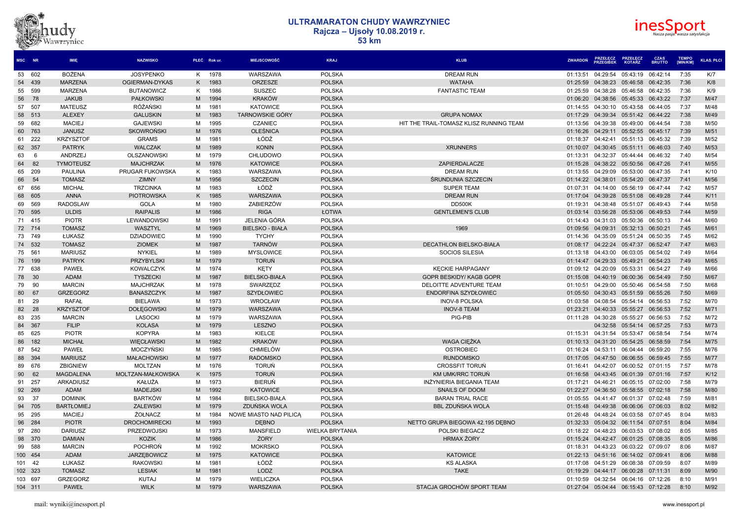# ULTRAMARATON CHUDY WAWRZYNIEC

## Rajcza – Ujsoły 10.08.2019 r.

## 53 km

| MSC | NR | IMIĘ | NAZWISKO | PŁEĆ | Rok ur. | MIEJSCOWOŚĆ | KRAJ | KLUB | ZWARDOŃ | PRZEŁECZ PRZEGIBEK | PRZEŁECZ KOTARZ | CZAS BRUTTO | TEMPO [MIN/KM] | KLAS. PŁCI |
|---|---|---|---|---|---|---|---|---|---|---|---|---|---|---|
| 53 | 602 | BOŻENA | JOSYPENKO | K | 1978 | WARSZAWA | POLSKA | DREAM RUN | 01:13:51 | 04:29:54 | 05:43:19 | 06:42:14 | 7:35 | K/7 |
| 54 | 439 | MARZENA | OGIERMAN-DYKAS | K | 1983 | ORZESZE | POLSKA | WATAHA | 01:25:59 | 04:38:23 | 05:46:58 | 06:42:35 | 7:36 | K/8 |
| 55 | 599 | MARZENA | BUTANOWICZ | K | 1986 | SUSZEC | POLSKA | FANTASTIC TEAM | 01:25:59 | 04:38:28 | 05:46:58 | 06:42:35 | 7:36 | K/9 |
| 56 | 78 | JAKUB | PAŁKOWSKI | M | 1994 | KRAKÓW | POLSKA | | 01:06:20 | 04:38:56 | 05:45:33 | 06:43:22 | 7:37 | M/47 |
| 57 | 507 | MATEUSZ | RÓŻAŃSKI | M | 1981 | KATOWICE | POLSKA | | 01:14:55 | 04:30:10 | 05:43:58 | 06:44:05 | 7:37 | M/48 |
| 58 | 513 | ALEXEY | GALUSKIN | M | 1983 | TARNOWSKIE GÓRY | POLSKA | GRUPA NOMAX | 01:17:29 | 04:39:34 | 05:51:42 | 06:44:22 | 7:38 | M/49 |
| 59 | 682 | MACIEJ | GAJEWSKI | M | 1995 | CZANIEC | POLSKA | HIT THE TRAIL-TOMASZ KLISZ RUNNING TEAM | 01:13:56 | 04:39:38 | 05:49:00 | 06:44:54 | 7:38 | M/50 |
| 60 | 763 | JANUSZ | SKOWROŃSKI | M | 1976 | OLEŚNICA | POLSKA | | 01:16:26 | 04:29:11 | 05:52:55 | 06:45:17 | 7:39 | M/51 |
| 61 | 222 | KRZYSZTOF | GRAMS | M | 1981 | ŁÓDŹ | POLSKA | | 01:18:37 | 04:42:41 | 05:51:13 | 06:45:32 | 7:39 | M/52 |
| 62 | 357 | PATRYK | WALCZAK | M | 1989 | KONIN | POLSKA | XRUNNERS | 01:10:07 | 04:30:45 | 05:51:11 | 06:46:03 | 7:40 | M/53 |
| 63 | 6 | ANDRZEJ | OLSZANOWSKI | M | 1979 | CHLUDOWO | POLSKA | | 01:13:31 | 04:32:37 | 05:44:44 | 06:46:32 | 7:40 | M/54 |
| 64 | 82 | TYMOTEUSZ | MAJCHRZAK | M | 1976 | KATOWICE | POLSKA | ZAPIERDALACZE | 01:15:28 | 04:38:22 | 05:50:56 | 06:47:26 | 7:41 | M/55 |
| 65 | 209 | PAULINA | PRUGAR FUKOWSKA | K | 1983 | WARSZAWA | POLSKA | DREAM RUN | 01:13:55 | 04:29:09 | 05:53:00 | 06:47:35 | 7:41 | K/10 |
| 66 | 54 | TOMASZ | ZIMNY | M | 1956 | SZCZECIN | POLSKA | ŚRUNDUNIA SZCZECIN | 01:14:22 | 04:38:01 | 05:54:20 | 06:47:37 | 7:41 | M/56 |
| 67 | 656 | MICHAŁ | TRZCINKA | M | 1983 | ŁÓDŹ | POLSKA | SUPER TEAM | 01:07:31 | 04:14:00 | 05:56:19 | 06:47:44 | 7:42 | M/57 |
| 68 | 605 | ANNA | PIOTROWSKA | K | 1985 | WARSZAWA | POLSKA | DREAM RUN | 01:17:04 | 04:39:28 | 05:51:08 | 06:49:28 | 7:44 | K/11 |
| 69 | 569 | RADOSLAW | GOLA | M | 1980 | ZABIERZÓW | POLSKA | DD500K | 01:19:31 | 04:38:48 | 05:51:07 | 06:49:43 | 7:44 | M/58 |
| 70 | 595 | ULDIS | RAIPALIS | M | 1986 | RIGA | ŁOTWA | GENTLEMEN'S CLUB | 01:03:14 | 03:56:28 | 05:53:06 | 06:49:53 | 7:44 | M/59 |
| 71 | 415 | PIOTR | LEWANDOWSKI | M | 1991 | JELENIA GÓRA | POLSKA | | 01:14:43 | 04:31:03 | 05:50:36 | 06:50:13 | 7:44 | M/60 |
| 72 | 714 | TOMASZ | WASZTYL | M | 1969 | BIELSKO - BIAŁA | POLSKA | 1969 | 01:09:56 | 04:09:31 | 05:32:13 | 06:50:21 | 7:45 | M/61 |
| 73 | 749 | ŁUKASZ | DZIADOWIEC | M | 1990 | TYCHY | POLSKA | | 01:14:36 | 04:35:09 | 05:51:24 | 06:50:35 | 7:45 | M/62 |
| 74 | 532 | TOMASZ | ZIOMEK | M | 1987 | TARNÓW | POLSKA | DECATHLON BIELSKO-BIAŁA | 01:08:17 | 04:22:24 | 05:47:37 | 06:52:47 | 7:47 | M/63 |
| 75 | 561 | MARIUSZ | NYKIEL | M | 1989 | MYSLOWICE | POLSKA | SOCIOS SILESIA | 01:13:18 | 04:43:00 | 06:03:05 | 06:54:02 | 7:49 | M/64 |
| 76 | 199 | PATRYK | PRZYBYLSKI | M | 1979 | TORUŃ | POLSKA | | 01:14:47 | 04:29:33 | 05:49:21 | 06:54:23 | 7:49 | M/65 |
| 77 | 638 | PAWEŁ | KOWALCZYK | M | 1974 | KĘTY | POLSKA | KĘCKIE HARPAGANY | 01:09:12 | 04:20:09 | 05:53:31 | 06:54:27 | 7:49 | M/66 |
| 78 | 30 | ADAM | TYSZECKI | M | 1987 | BIELSKO-BIAŁA | POLSKA | GOPR BESKIDY/ KAGB GOPR | 01:15:08 | 04:40:19 | 06:00:36 | 06:54:49 | 7:50 | M/67 |
| 79 | 90 | MARCIN | MAJCHRZAK | M | 1978 | SWARZĘDZ | POLSKA | DELOITTE ADVENTURE TEAM | 01:10:51 | 04:29:00 | 05:50:46 | 06:54:58 | 7:50 | M/68 |
| 80 | 67 | GRZEGORZ | BANASZCZYK | M | 1987 | SZYDŁOWIEC | POLSKA | ENDORFINA SZYDŁOWIEC | 01:05:50 | 04:30:43 | 05:51:59 | 06:55:26 | 7:50 | M/69 |
| 81 | 29 | RAFAŁ | BIELAWA | M | 1973 | WROCŁAW | POLSKA | INOV-8 POLSKA | 01:03:58 | 04:08:54 | 05:54:14 | 06:56:53 | 7:52 | M/70 |
| 82 | 28 | KRZYSZTOF | DOŁĘGOWSKI | M | 1979 | WARSZAWA | POLSKA | INOV-8 TEAM | 01:23:21 | 04:40:33 | 05:55:27 | 06:56:53 | 7:52 | M/71 |
| 83 | 235 | MARCIN | LASOCKI | M | 1979 | WARSZAWA | POLSKA | PIG-PIB | 01:11:28 | 04:30:28 | 05:55:27 | 06:56:53 | 7:52 | M/72 |
| 84 | 367 | FILIP | KOLASA | M | 1979 | LESZNO | POLSKA | | | 04:32:58 | 05:54:14 | 06:57:25 | 7:53 | M/73 |
| 85 | 625 | PIOTR | KOPYRA | M | 1983 | KIELCE | POLSKA | | 01:15:31 | 04:31:54 | 05:53:47 | 06:58:54 | 7:54 | M/74 |
| 86 | 182 | MICHAŁ | WIĘCŁAWSKI | M | 1982 | KRAKÓW | POLSKA | WAGA CIĘŻKA | 01:10:13 | 04:31:20 | 05:54:25 | 06:58:59 | 7:54 | M/75 |
| 87 | 542 | PAWEŁ | MOCZYŃSKI | M | 1985 | CHMIELÓW | POLSKA | OSTROBIEC | 01:16:24 | 04:53:11 | 06:04:44 | 06:59:20 | 7:55 | M/76 |
| 88 | 394 | MARIUSZ | MAŁACHOWSKI | M | 1977 | RADOMSKO | POLSKA | RUNDOMSKO | 01:17:05 | 04:47:50 | 06:06:55 | 06:59:45 | 7:55 | M/77 |
| 89 | 676 | ZBIGNIEW | MOLTZAN | M | 1976 | TORUŃ | POLSKA | CROSSFIT TORUŃ | 01:16:41 | 04:42:07 | 06:00:52 | 07:01:15 | 7:57 | M/78 |
| 90 | 62 | MAGDALENA | MOLTZAN-MAŁKOWSKA | K | 1975 | TORUŃ | POLSKA | KM UMK/RRC TORUŃ | 01:16:58 | 04:43:45 | 06:01:39 | 07:01:16 | 7:57 | K/12 |
| 91 | 257 | ARKADIUSZ | KAŁUŻA | M | 1973 | BIERUŃ | POLSKA | INŻYNIERIA BIEGANIA TEAM | 01:17:21 | 04:46:21 | 06:05:15 | 07:02:00 | 7:58 | M/79 |
| 92 | 269 | ADAM | MADEJSKI | M | 1992 | KATOWICE | POLSKA | SNAILS OF DOOM | 01:22:27 | 04:36:50 | 05:58:55 | 07:02:18 | 7:58 | M/80 |
| 93 | 37 | DOMINIK | BARTKÓW | M | 1984 | BIELSKO-BIAŁA | POLSKA | BARAN TRIAL RACE | 01:05:55 | 04:41:47 | 06:01:37 | 07:02:48 | 7:59 | M/81 |
| 94 | 705 | BARTŁOMIEJ | ZALEWSKI | M | 1979 | ZDUŃSKA WOLA | POLSKA | BBL ZDUŃSKA WOLA | 01:15:48 | 04:49:38 | 06:06:06 | 07:06:03 | 8:02 | M/82 |
| 95 | 295 | MACIEJ | ŻOŁNACZ | M | 1984 | NOWE MIASTO NAD PILICĄ | POLSKA | | 01:26:48 | 04:48:24 | 06:03:58 | 07:07:45 | 8:04 | M/83 |
| 96 | 284 | PIOTR | DROCHOMIRECKI | M | 1993 | DĘBNO | POLSKA | NETTO GRUPA BIEGOWA 42.195 DĘBNO | 01:32:33 | 05:04:32 | 06:11:54 | 07:07:51 | 8:04 | M/84 |
| 97 | 280 | DARIUSZ | PRZEDWOJSKI | M | 1973 | MANSFIELD | WIELKA BRYTANIA | POLSKI BIEGACZ | 01:18:22 | 04:48:23 | 06:03:53 | 07:08:02 | 8:05 | M/85 |
| 98 | 370 | DAMIAN | KOZIK | M | 1986 | ŻORY | POLSKA | HRMAX ŻORY | 01:15:24 | 04:42:47 | 06:01:25 | 07:08:35 | 8:05 | M/86 |
| 99 | 588 | MARCIN | POCHROŃ | M | 1992 | MOKRSKO | POLSKA | | 01:18:31 | 04:43:23 | 06:03:22 | 07:09:07 | 8:06 | M/87 |
| 100 | 454 | ADAM | JARZĘBOWICZ | M | 1975 | KATOWICE | POLSKA | KATOWICE | 01:22:13 | 04:51:16 | 06:14:02 | 07:09:41 | 8:06 | M/88 |
| 101 | 42 | ŁUKASZ | RAKOWSKI | M | 1981 | ŁÓDŹ | POLSKA | KS ALASKA | 01:17:08 | 04:51:29 | 06:08:38 | 07:09:59 | 8:07 | M/89 |
| 102 | 323 | TOMASZ | LESIAK | M | 1981 | LODZ | POLSKA | TAKE | 01:19:29 | 04:44:17 | 06:00:28 | 07:11:31 | 8:09 | M/90 |
| 103 | 697 | GRZEGORZ | KUTAJ | M | 1979 | WIELICZKA | POLSKA | | 01:10:59 | 04:32:54 | 06:04:16 | 07:12:26 | 8:10 | M/91 |
| 104 | 311 | PAWEŁ | WILK | M | 1979 | WARSZAWA | POLSKA | STACJA GROCHÓW SPORT TEAM | 01:27:04 | 05:04:44 | 06:15:43 | 07:12:28 | 8:10 | M/92 |

mail: wyniki@inessport.pl

www.inessport.pl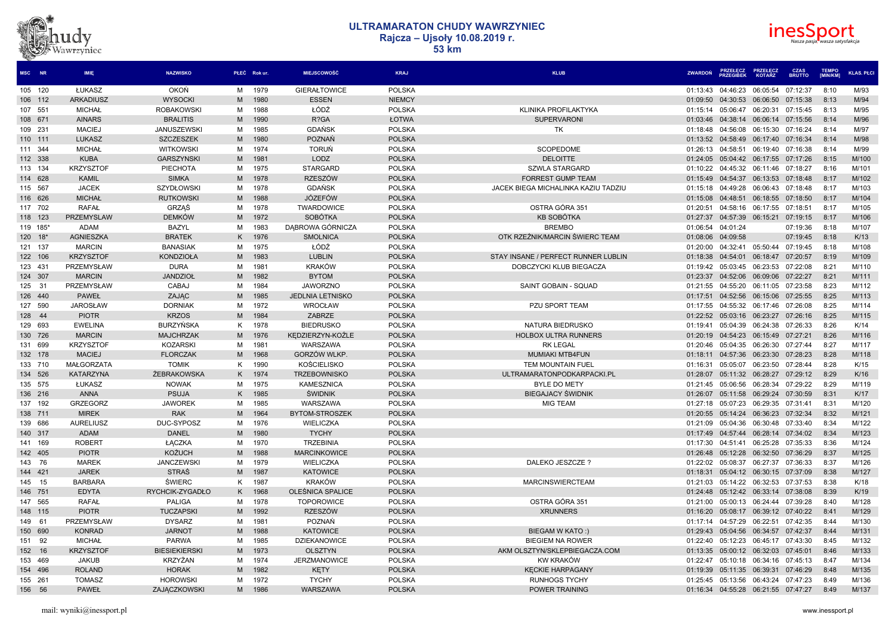# ULTRAMARATON CHUDY WAWRZYNIEC

## Rajcza – Ujsoły 10.08.2019 r.

## 53 km

| MSC | NR | IMIĘ | NAZWISKO | PŁEĆ | Rok ur. | MIEJSCOWOŚĆ | KRAJ | KLUB | ZWARDOŃ | PRZEŁĘCZ PRZEGIBEK | PRZEŁĘCZ KOTARZ | CZAS BRUTTO | TEMPO [MIN/KM] | KLAS. PŁCI |
|---|---|---|---|---|---|---|---|---|---|---|---|---|---|---|
| 105 | 120 | ŁUKASZ | OKOŃ | M | 1979 | GIERAŁTOWICE | POLSKA | | 01:13:43 | 04:46:23 | 06:05:54 | 07:12:37 | 8:10 | M/93 |
| 106 | 112 | ARKADIUSZ | WYSOCKI | M | 1980 | ESSEN | NIEMCY | | 01:09:50 | 04:30:53 | 06:06:50 | 07:15:38 | 8:13 | M/94 |
| 107 | 551 | MICHAŁ | ROBAKOWSKI | M | 1988 | ŁÓDŹ | POLSKA | KLINIKA PROFILAKTYKA | 01:15:14 | 05:06:47 | 06:20:31 | 07:15:45 | 8:13 | M/95 |
| 108 | 671 | AINARS | BRALITIS | M | 1990 | R?GA | ŁOTWA | SUPERVARONI | 01:03:46 | 04:38:14 | 06:06:14 | 07:15:56 | 8:14 | M/96 |
| 109 | 231 | MACIEJ | JANUSZEWSKI | M | 1985 | GDAŃSK | POLSKA | TK | 01:18:48 | 04:56:08 | 06:15:30 | 07:16:24 | 8:14 | M/97 |
| 110 | 111 | LUKASZ | SZCZESZEK | M | 1980 | POZNAŃ | POLSKA | | 01:13:52 | 04:58:49 | 06:17:40 | 07:16:34 | 8:14 | M/98 |
| 111 | 344 | MICHAŁ | WITKOWSKI | M | 1974 | TORUŃ | POLSKA | SCOPEDOME | 01:26:13 | 04:58:51 | 06:19:40 | 07:16:38 | 8:14 | M/99 |
| 112 | 338 | KUBA | GARSZYNSKI | M | 1981 | LODZ | POLSKA | DELOITTE | 01:24:05 | 05:04:42 | 06:17:55 | 07:17:26 | 8:15 | M/100 |
| 113 | 134 | KRZYSZTOF | PIECHOTA | M | 1975 | STARGARD | POLSKA | SZWLA STARGARD | 01:10:22 | 04:45:32 | 06:11:46 | 07:18:27 | 8:16 | M/101 |
| 114 | 628 | KAMIL | SIMKA | M | 1978 | RZESZÓW | POLSKA | FORREST GUMP TEAM | 01:15:49 | 04:54:37 | 06:13:53 | 07:18:48 | 8:17 | M/102 |
| 115 | 567 | JACEK | SZYDŁOWSKI | M | 1978 | GDAŃSK | POLSKA | JACEK BIEGA MICHALINKA KAZIU TADZIU | 01:15:18 | 04:49:28 | 06:06:43 | 07:18:48 | 8:17 | M/103 |
| 116 | 626 | MICHAŁ | RUTKOWSKI | M | 1988 | JÓZEFÓW | POLSKA | | 01:15:08 | 04:48:51 | 06:18:55 | 07:18:50 | 8:17 | M/104 |
| 117 | 702 | RAFAŁ | GRZĄŚ | M | 1978 | TWARDOWICE | POLSKA | OSTRA GÓRA 351 | 01:20:51 | 04:58:16 | 06:17:55 | 07:18:51 | 8:17 | M/105 |
| 118 | 123 | PRZEMYSLAW | DEMKÓW | M | 1972 | SOBÓTKA | POLSKA | KB SOBÓTKA | 01:27:37 | 04:57:39 | 06:15:21 | 07:19:15 | 8:17 | M/106 |
| 119 | 185* | ADAM | BAZYL | M | 1983 | DĄBROWA GÓRNICZA | POLSKA | BREMBO | 01:06:54 | 04:01:24 | | 07:19:36 | 8:18 | M/107 |
| 120 | 18* | AGNIESZKA | BRATEK | K | 1976 | SMOLNICA | POLSKA | OTK RZEŹNIK/MARCIN ŚWIERC TEAM | 01:08:06 | 04:09:58 | | 07:19:45 | 8:18 | K/13 |
| 121 | 137 | MARCIN | BANASIAK | M | 1975 | ŁÓDŹ | POLSKA | | 01:20:00 | 04:32:41 | 05:50:44 | 07:19:45 | 8:18 | M/108 |
| 122 | 106 | KRZYSZTOF | KONDZIOŁA | M | 1983 | LUBLIN | POLSKA | STAY INSANE / PERFECT RUNNER LUBLIN | 01:18:38 | 04:54:01 | 06:18:47 | 07:20:57 | 8:19 | M/109 |
| 123 | 431 | PRZEMYSŁAW | DURA | M | 1981 | KRAKÓW | POLSKA | DOBCZYCKI KLUB BIEGACZA | 01:19:42 | 05:03:45 | 06:23:53 | 07:22:08 | 8:21 | M/110 |
| 124 | 307 | MARCIN | JANDZIOŁ | M | 1982 | BYTOM | POLSKA | | 01:23:37 | 04:52:06 | 06:09:06 | 07:22:27 | 8:21 | M/111 |
| 125 | 31 | PRZEMYSŁAW | CABAJ | M | 1984 | JAWORZNO | POLSKA | SAINT GOBAIN - SQUAD | 01:21:55 | 04:55:20 | 06:11:05 | 07:23:58 | 8:23 | M/112 |
| 126 | 440 | PAWEŁ | ZAJĄC | M | 1985 | JEDLNIA LETNISKO | POLSKA | | 01:17:51 | 04:52:56 | 06:15:06 | 07:25:55 | 8:25 | M/113 |
| 127 | 590 | JAROSŁAW | DORNIAK | M | 1972 | WROCŁAW | POLSKA | PZU SPORT TEAM | 01:17:55 | 04:55:32 | 06:17:46 | 07:26:08 | 8:25 | M/114 |
| 128 | 44 | PIOTR | KRZOS | M | 1984 | ZABRZE | POLSKA | | 01:22:52 | 05:03:16 | 06:23:27 | 07:26:16 | 8:25 | M/115 |
| 129 | 693 | EWELINA | BURZYŃSKA | K | 1978 | BIEDRUSKO | POLSKA | NATURA BIEDRUSKO | 01:19:41 | 05:04:39 | 06:24:38 | 07:26:33 | 8:26 | K/14 |
| 130 | 726 | MARCIN | MAJCHRZAK | M | 1976 | KĘDZIERZYN-KOŹLE | POLSKA | HOLBOX ULTRA RUNNERS | 01:20:19 | 04:54:23 | 06:15:49 | 07:27:21 | 8:26 | M/116 |
| 131 | 699 | KRZYSZTOF | KOZARSKI | M | 1981 | WARSZAWA | POLSKA | RK LEGAL | 01:20:46 | 05:04:35 | 06:26:30 | 07:27:44 | 8:27 | M/117 |
| 132 | 178 | MACIEJ | FLORCZAK | M | 1968 | GORZÓW WLKP. | POLSKA | MUMIAKI MTB4FUN | 01:18:11 | 04:57:36 | 06:23:30 | 07:28:23 | 8:28 | M/118 |
| 133 | 710 | MAŁGORZATA | TOMIK | K | 1990 | KOŚCIELISKO | POLSKA | TEM MOUNTAIN FUEL | 01:16:31 | 05:05:07 | 06:23:50 | 07:28:44 | 8:28 | K/15 |
| 134 | 526 | KATARZYNA | ŻEBRAKOWSKA | K | 1974 | TRZEBOWNISKO | POLSKA | ULTRAMARATONPODKARPACKI.PL | 01:28:07 | 05:11:32 | 06:28:27 | 07:29:12 | 8:29 | K/16 |
| 135 | 575 | ŁUKASZ | NOWAK | M | 1975 | KAMESZNICA | POLSKA | BYLE DO METY | 01:21:45 | 05:06:56 | 06:28:34 | 07:29:22 | 8:29 | M/119 |
| 136 | 216 | ANNA | PSUJA | K | 1985 | ŚWIDNIK | POLSKA | BIEGAJACY ŚWIDNIK | 01:26:07 | 05:11:58 | 06:29:24 | 07:30:59 | 8:31 | K/17 |
| 137 | 192 | GRZEGORZ | JAWOREK | M | 1985 | WARSZAWA | POLSKA | MIG TEAM | 01:27:18 | 05:07:23 | 06:29:35 | 07:31:41 | 8:31 | M/120 |
| 138 | 711 | MIREK | RAK | M | 1964 | BYTOM-STROSZEK | POLSKA | | 01:20:55 | 05:14:24 | 06:36:23 | 07:32:34 | 8:32 | M/121 |
| 139 | 686 | AURELIUSZ | DUC-SYPOSZ | M | 1976 | WIELICZKA | POLSKA | | 01:21:09 | 05:04:36 | 06:30:48 | 07:33:40 | 8:34 | M/122 |
| 140 | 317 | ADAM | DANEL | M | 1980 | TYCHY | POLSKA | | 01:17:49 | 04:57:44 | 06:28:14 | 07:34:02 | 8:34 | M/123 |
| 141 | 169 | ROBERT | ŁĄCZKA | M | 1970 | TRZEBINIA | POLSKA | | 01:17:30 | 04:51:41 | 06:25:28 | 07:35:33 | 8:36 | M/124 |
| 142 | 405 | PIOTR | KOŻUCH | M | 1988 | MARCINKOWICE | POLSKA | | 01:26:48 | 05:12:28 | 06:32:50 | 07:36:29 | 8:37 | M/125 |
| 143 | 76 | MAREK | JANCZEWSKI | M | 1979 | WIELICZKA | POLSKA | DALEKO JESZCZE ? | 01:22:02 | 05:08:37 | 06:27:37 | 07:36:33 | 8:37 | M/126 |
| 144 | 421 | JAREK | STRAŚ | M | 1987 | KATOWICE | POLSKA | | 01:18:31 | 05:04:12 | 06:30:15 | 07:37:09 | 8:38 | M/127 |
| 145 | 15 | BARBARA | ŚWIERC | K | 1987 | KRAKÓW | POLSKA | MARCINSWIERCTEAM | 01:21:03 | 05:14:22 | 06:32:53 | 07:37:53 | 8:38 | K/18 |
| 146 | 751 | EDYTA | RYCHCIK-ZYGADŁO | K | 1968 | OLEŚNICA SPALICE | POLSKA | | 01:24:48 | 05:12:42 | 06:33:14 | 07:38:08 | 8:39 | K/19 |
| 147 | 565 | RAFAŁ | PALIGA | M | 1978 | TOPOROWICE | POLSKA | OSTRA GÓRA 351 | 01:21:00 | 05:00:13 | 06:24:44 | 07:39:28 | 8:40 | M/128 |
| 148 | 115 | PIOTR | TUCZAPSKI | M | 1992 | RZESZÓW | POLSKA | XRUNNERS | 01:16:20 | 05:08:17 | 06:39:12 | 07:40:22 | 8:41 | M/129 |
| 149 | 61 | PRZEMYSŁAW | DYSARZ | M | 1981 | POZNAŃ | POLSKA | | 01:17:14 | 04:57:29 | 06:22:51 | 07:42:35 | 8:44 | M/130 |
| 150 | 690 | KONRAD | JARNOT | M | 1988 | KATOWICE | POLSKA | BIEGAM W KATO :) | 01:29:43 | 05:04:56 | 06:34:57 | 07:42:37 | 8:44 | M/131 |
| 151 | 92 | MICHAŁ | PARWA | M | 1985 | DZIEKANOWICE | POLSKA | BIEGIEM NA ROWER | 01:22:40 | 05:12:23 | 06:45:17 | 07:43:30 | 8:45 | M/132 |
| 152 | 16 | KRZYSZTOF | BIESIEKIERSKI | M | 1973 | OLSZTYN | POLSKA | AKM OLSZTYN/SKLEPBIEGACZA.COM | 01:13:35 | 05:00:12 | 06:32:03 | 07:45:01 | 8:46 | M/133 |
| 153 | 469 | JAKUB | KRZYŻAN | M | 1974 | JERZMANOWICE | POLSKA | KW KRAKÓW | 01:22:47 | 05:10:18 | 06:34:16 | 07:45:13 | 8:47 | M/134 |
| 154 | 496 | ROLAND | HORAK | M | 1982 | KĘTY | POLSKA | KĘCKIE HARPAGANY | 01:19:39 | 05:11:35 | 06:39:31 | 07:46:29 | 8:48 | M/135 |
| 155 | 261 | TOMASZ | HOROWSKI | M | 1972 | TYCHY | POLSKA | RUNHOGS TYCHY | 01:25:45 | 05:13:56 | 06:43:24 | 07:47:23 | 8:49 | M/136 |
| 156 | 56 | PAWEŁ | ZAJĄCZKOWSKI | M | 1986 | WARSZAWA | POLSKA | POWER TRAINING | 01:16:34 | 04:55:28 | 06:21:55 | 07:47:27 | 8:49 | M/137 |

mail: wyniki@inessport.pl

www.inessport.pl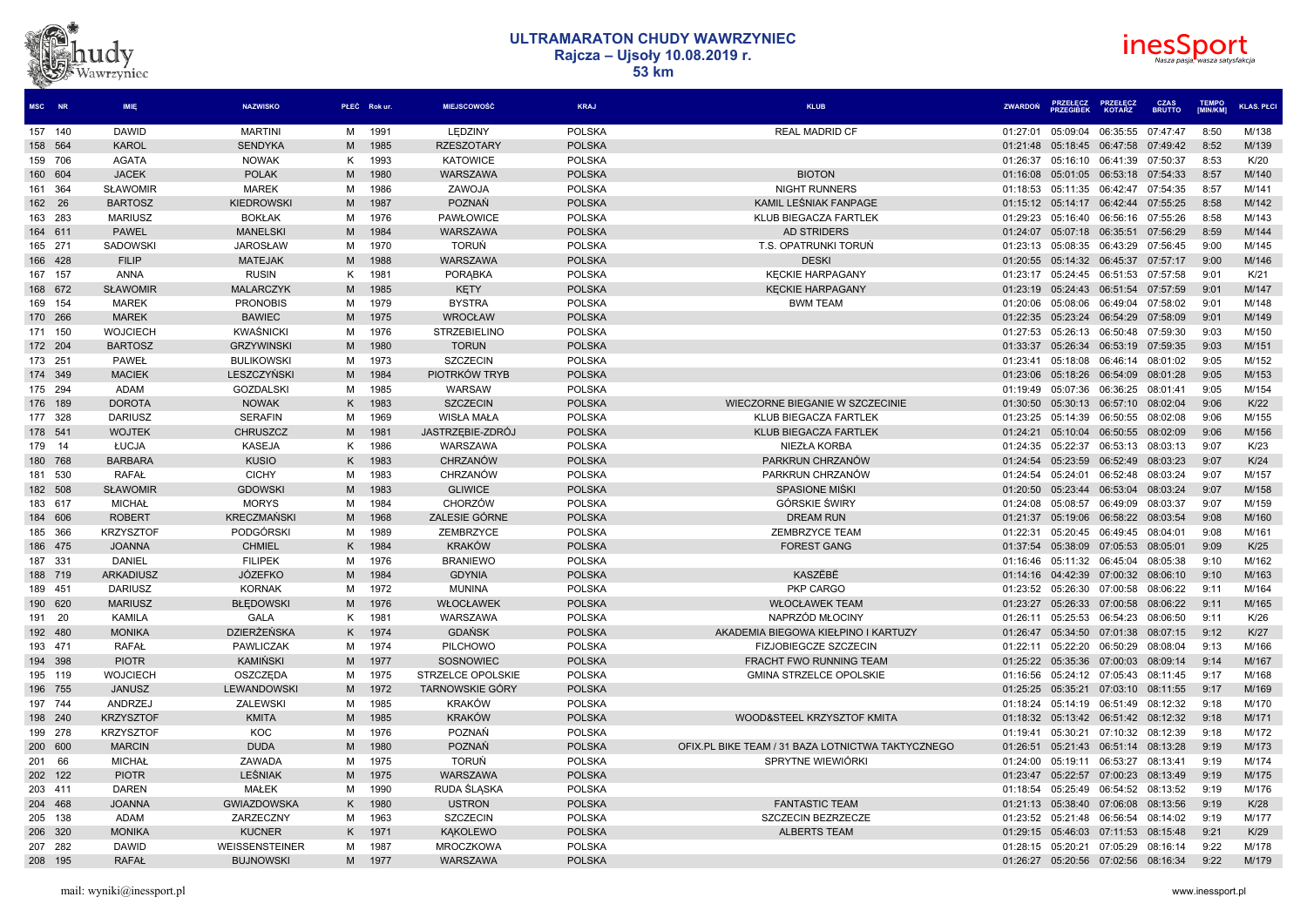# ULTRAMARATON CHUDY WAWRZYNIEC
## Rajcza – Ujsoły 10.08.2019 r.
## 53 km

| MSC | NR | IMIĘ | NAZWISKO | PŁEĆ | Rok ur. | MIEJSCOWOŚĆ | KRAJ | KLUB | ZWARDOŃ | PRZEŁĘCZ PRZEGIBEK | PRZEŁĘCZ KOTARZ | CZAS BRUTTO | TEMPO [MIN/KM] | KLAS. PŁCI |
|---|---|---|---|---|---|---|---|---|---|---|---|---|---|---|
| 157 | 140 | DAWID | MARTINI | M | 1991 | LĘDZINY | POLSKA | REAL MADRID CF | 01:27:01 | 05:09:04 | 06:35:55 | 07:47:47 | 8:50 | M/138 |
| 158 | 564 | KAROL | SENDYKA | M | 1985 | RZESZOTARY | POLSKA | | 01:21:48 | 05:18:45 | 06:47:58 | 07:49:42 | 8:52 | M/139 |
| 159 | 706 | AGATA | NOWAK | K | 1993 | KATOWICE | POLSKA | | 01:26:37 | 05:16:10 | 06:41:39 | 07:50:37 | 8:53 | K/20 |
| 160 | 604 | JACEK | POLAK | M | 1980 | WARSZAWA | POLSKA | BIOTON | 01:16:08 | 05:01:05 | 06:53:18 | 07:54:33 | 8:57 | M/140 |
| 161 | 364 | SŁAWOMIR | MAREK | M | 1986 | ZAWOJA | POLSKA | NIGHT RUNNERS | 01:18:53 | 05:11:35 | 06:42:47 | 07:54:35 | 8:57 | M/141 |
| 162 | 26 | BARTOSZ | KIEDROWSKI | M | 1987 | POZNAŃ | POLSKA | KAMIL LEŚNIAK FANPAGE | 01:15:12 | 05:14:17 | 06:42:44 | 07:55:25 | 8:58 | M/142 |
| 163 | 283 | MARIUSZ | BOKŁAK | M | 1976 | PAWŁOWICE | POLSKA | KLUB BIEGACZA FARTLEK | 01:29:23 | 05:16:40 | 06:56:16 | 07:55:26 | 8:58 | M/143 |
| 164 | 611 | PAWEL | MANELSKI | M | 1984 | WARSZAWA | POLSKA | AD STRIDERS | 01:24:07 | 05:07:18 | 06:35:51 | 07:56:29 | 8:59 | M/144 |
| 165 | 271 | SADOWSKI | JAROSŁAW | M | 1970 | TORUŃ | POLSKA | T.S. OPATRUNKI TORUŃ | 01:23:13 | 05:08:35 | 06:43:29 | 07:56:45 | 9:00 | M/145 |
| 166 | 428 | FILIP | MATEJAK | M | 1988 | WARSZAWA | POLSKA | DESKI | 01:20:55 | 05:14:32 | 06:45:37 | 07:57:17 | 9:00 | M/146 |
| 167 | 157 | ANNA | RUSIN | K | 1981 | PORĄBKA | POLSKA | KĘCKIE HARPAGANY | 01:23:17 | 05:24:45 | 06:51:53 | 07:57:58 | 9:01 | K/21 |
| 168 | 672 | SŁAWOMIR | MALARCZYK | M | 1985 | KĘTY | POLSKA | KĘCKIE HARPAGANY | 01:23:19 | 05:24:43 | 06:51:54 | 07:57:59 | 9:01 | M/147 |
| 169 | 154 | MAREK | PRONOBIS | M | 1979 | BYSTRA | POLSKA | BWM TEAM | 01:20:06 | 05:08:06 | 06:49:04 | 07:58:02 | 9:01 | M/148 |
| 170 | 266 | MAREK | BAWIEC | M | 1975 | WROCŁAW | POLSKA | | 01:22:35 | 05:23:24 | 06:54:29 | 07:58:09 | 9:01 | M/149 |
| 171 | 150 | WOJCIECH | KWAŚNICKI | M | 1976 | STRZEBIELINO | POLSKA | | 01:27:53 | 05:26:13 | 06:50:48 | 07:59:30 | 9:03 | M/150 |
| 172 | 204 | BARTOSZ | GRZYWINSKI | M | 1980 | TORUN | POLSKA | | 01:33:37 | 05:26:34 | 06:53:19 | 07:59:35 | 9:03 | M/151 |
| 173 | 251 | PAWEŁ | BULIKOWSKI | M | 1973 | SZCZECIN | POLSKA | | 01:23:41 | 05:18:08 | 06:46:14 | 08:01:02 | 9:05 | M/152 |
| 174 | 349 | MACIEK | LESZCZYŃSKI | M | 1984 | PIOTRKÓW TRYB | POLSKA | | 01:23:06 | 05:18:26 | 06:54:09 | 08:01:28 | 9:05 | M/153 |
| 175 | 294 | ADAM | GOZDALSKI | M | 1985 | WARSAW | POLSKA | | 01:19:49 | 05:07:36 | 06:36:25 | 08:01:41 | 9:05 | M/154 |
| 176 | 189 | DOROTA | NOWAK | K | 1983 | SZCZECIN | POLSKA | WIECZORNE BIEGANIE W SZCZECINIE | 01:30:50 | 05:30:13 | 06:57:10 | 08:02:04 | 9:06 | K/22 |
| 177 | 328 | DARIUSZ | SERAFIN | M | 1969 | WISŁA MAŁA | POLSKA | KLUB BIEGACZA FARTLEK | 01:23:25 | 05:14:39 | 06:50:55 | 08:02:08 | 9:06 | M/155 |
| 178 | 541 | WOJTEK | CHRUSZCZ | M | 1981 | JASTRZĘBIE-ZDRÓJ | POLSKA | KLUB BIEGACZA FARTLEK | 01:24:21 | 05:10:04 | 06:50:55 | 08:02:09 | 9:06 | M/156 |
| 179 | 14 | ŁUCJA | KASEJA | K | 1986 | WARSZAWA | POLSKA | NIEZŁA KORBA | 01:24:35 | 05:22:37 | 06:53:13 | 08:03:13 | 9:07 | K/23 |
| 180 | 768 | BARBARA | KUSIO | K | 1983 | CHRZANÓW | POLSKA | PARKRUN CHRZANÓW | 01:24:54 | 05:23:59 | 06:52:49 | 08:03:23 | 9:07 | K/24 |
| 181 | 530 | RAFAŁ | CICHY | M | 1983 | CHRZANÓW | POLSKA | PARKRUN CHRZANÓW | 01:24:54 | 05:24:01 | 06:52:48 | 08:03:24 | 9:07 | M/157 |
| 182 | 508 | SŁAWOMIR | GDOWSKI | M | 1983 | GLIWICE | POLSKA | SPASIONE MIŚKI | 01:20:50 | 05:23:44 | 06:53:04 | 08:03:24 | 9:07 | M/158 |
| 183 | 617 | MICHAŁ | MORYS | M | 1984 | CHORZÓW | POLSKA | GÓRSKIE ŚWIRY | 01:24:08 | 05:08:57 | 06:49:09 | 08:03:37 | 9:07 | M/159 |
| 184 | 606 | ROBERT | KRECZMAŃSKI | M | 1968 | ZALESIE GÓRNE | POLSKA | DREAM RUN | 01:21:37 | 05:19:06 | 06:58:22 | 08:03:54 | 9:08 | M/160 |
| 185 | 366 | KRZYSZTOF | PODGÓRSKI | M | 1989 | ZEMBRZYCE | POLSKA | ZEMBRZYCE TEAM | 01:22:31 | 05:20:45 | 06:49:45 | 08:04:01 | 9:08 | M/161 |
| 186 | 475 | JOANNA | CHMIEL | K | 1984 | KRAKÓW | POLSKA | FOREST GANG | 01:37:54 | 05:38:09 | 07:05:53 | 08:05:01 | 9:09 | K/25 |
| 187 | 331 | DANIEL | FILIPEK | M | 1976 | BRANIEWO | POLSKA | | 01:16:46 | 05:11:32 | 06:45:04 | 08:05:38 | 9:10 | M/162 |
| 188 | 719 | ARKADIUSZ | JÓZEFKO | M | 1984 | GDYNIA | POLSKA | KASZËBË | 01:14:16 | 04:42:39 | 07:00:32 | 08:06:10 | 9:10 | M/163 |
| 189 | 451 | DARIUSZ | KORNAK | M | 1972 | MUNINA | POLSKA | PKP CARGO | 01:23:52 | 05:26:30 | 07:00:58 | 08:06:22 | 9:11 | M/164 |
| 190 | 620 | MARIUSZ | BŁĘDOWSKI | M | 1976 | WŁOCŁAWEK | POLSKA | WŁOCŁAWEK TEAM | 01:23:27 | 05:26:33 | 07:00:58 | 08:06:22 | 9:11 | M/165 |
| 191 | 20 | KAMILA | GALA | K | 1981 | WARSZAWA | POLSKA | NAPRZÓD MŁOCINY | 01:26:11 | 05:25:53 | 06:54:23 | 08:06:50 | 9:11 | K/26 |
| 192 | 480 | MONIKA | DZIERŻEŃSKA | K | 1974 | GDAŃSK | POLSKA | AKADEMIA BIEGOWA KIEŁPINO I KARTUZY | 01:26:47 | 05:34:50 | 07:01:38 | 08:07:15 | 9:12 | K/27 |
| 193 | 471 | RAFAŁ | PAWLICZAK | M | 1974 | PILCHOWO | POLSKA | FIZJOBIEGCZE SZCZECIN | 01:22:11 | 05:22:20 | 06:50:29 | 08:08:04 | 9:13 | M/166 |
| 194 | 398 | PIOTR | KAMIŃSKI | M | 1977 | SOSNOWIEC | POLSKA | FRACHT FWO RUNNING TEAM | 01:25:22 | 05:35:36 | 07:00:03 | 08:09:14 | 9:14 | M/167 |
| 195 | 119 | WOJCIECH | OSZCZĘDA | M | 1975 | STRZELCE OPOLSKIE | POLSKA | GMINA STRZELCE OPOLSKIE | 01:16:56 | 05:24:12 | 07:05:43 | 08:11:45 | 9:17 | M/168 |
| 196 | 755 | JANUSZ | LEWANDOWSKI | M | 1972 | TARNOWSKIE GÓRY | POLSKA | | 01:25:25 | 05:35:21 | 07:03:10 | 08:11:55 | 9:17 | M/169 |
| 197 | 744 | ANDRZEJ | ZALEWSKI | M | 1985 | KRAKÓW | POLSKA | | 01:18:24 | 05:14:19 | 06:51:49 | 08:12:32 | 9:18 | M/170 |
| 198 | 240 | KRZYSZTOF | KMITA | M | 1985 | KRAKÓW | POLSKA | WOOD&STEEL KRZYSZTOF KMITA | 01:18:32 | 05:13:42 | 06:51:42 | 08:12:32 | 9:18 | M/171 |
| 199 | 278 | KRZYSZTOF | KOC | M | 1976 | POZNAŃ | POLSKA | | 01:19:41 | 05:30:21 | 07:10:32 | 08:12:39 | 9:18 | M/172 |
| 200 | 600 | MARCIN | DUDA | M | 1980 | POZNAŃ | POLSKA | OFIX.PL BIKE TEAM / 31 BAZA LOTNICTWA TAKTYCZNEGO | 01:26:51 | 05:21:43 | 06:51:14 | 08:13:28 | 9:19 | M/173 |
| 201 | 66 | MICHAŁ | ZAWADA | M | 1975 | TORUŃ | POLSKA | SPRYTNE WIEWIÓRKI | 01:24:00 | 05:19:11 | 06:53:27 | 08:13:41 | 9:19 | M/174 |
| 202 | 122 | PIOTR | LEŚNIAK | M | 1975 | WARSZAWA | POLSKA | | 01:23:47 | 05:22:57 | 07:00:23 | 08:13:49 | 9:19 | M/175 |
| 203 | 411 | DAREN | MAŁEK | M | 1990 | RUDA ŚLĄSKA | POLSKA | | 01:18:54 | 05:25:49 | 06:54:52 | 08:13:52 | 9:19 | M/176 |
| 204 | 468 | JOANNA | GWIAZDOWSKA | K | 1980 | USTRON | POLSKA | FANTASTIC TEAM | 01:21:13 | 05:38:40 | 07:06:08 | 08:13:56 | 9:19 | K/28 |
| 205 | 138 | ADAM | ZARZECZNY | M | 1963 | SZCZECIN | POLSKA | SZCZECIN BEZRZECZE | 01:23:52 | 05:21:48 | 06:56:54 | 08:14:02 | 9:19 | M/177 |
| 206 | 320 | MONIKA | KUCNER | K | 1971 | KĄKOLEWO | POLSKA | ALBERTS TEAM | 01:29:15 | 05:46:03 | 07:11:53 | 08:15:48 | 9:21 | K/29 |
| 207 | 282 | DAWID | WEISSENSTEINER | M | 1987 | MROCZKOWA | POLSKA | | 01:28:15 | 05:20:21 | 07:05:29 | 08:16:14 | 9:22 | M/178 |
| 208 | 195 | RAFAŁ | BUJNOWSKI | M | 1977 | WARSZAWA | POLSKA | | 01:26:27 | 05:20:56 | 07:02:56 | 08:16:34 | 9:22 | M/179 |

mail: wyniki@inessport.pl

www.inessport.pl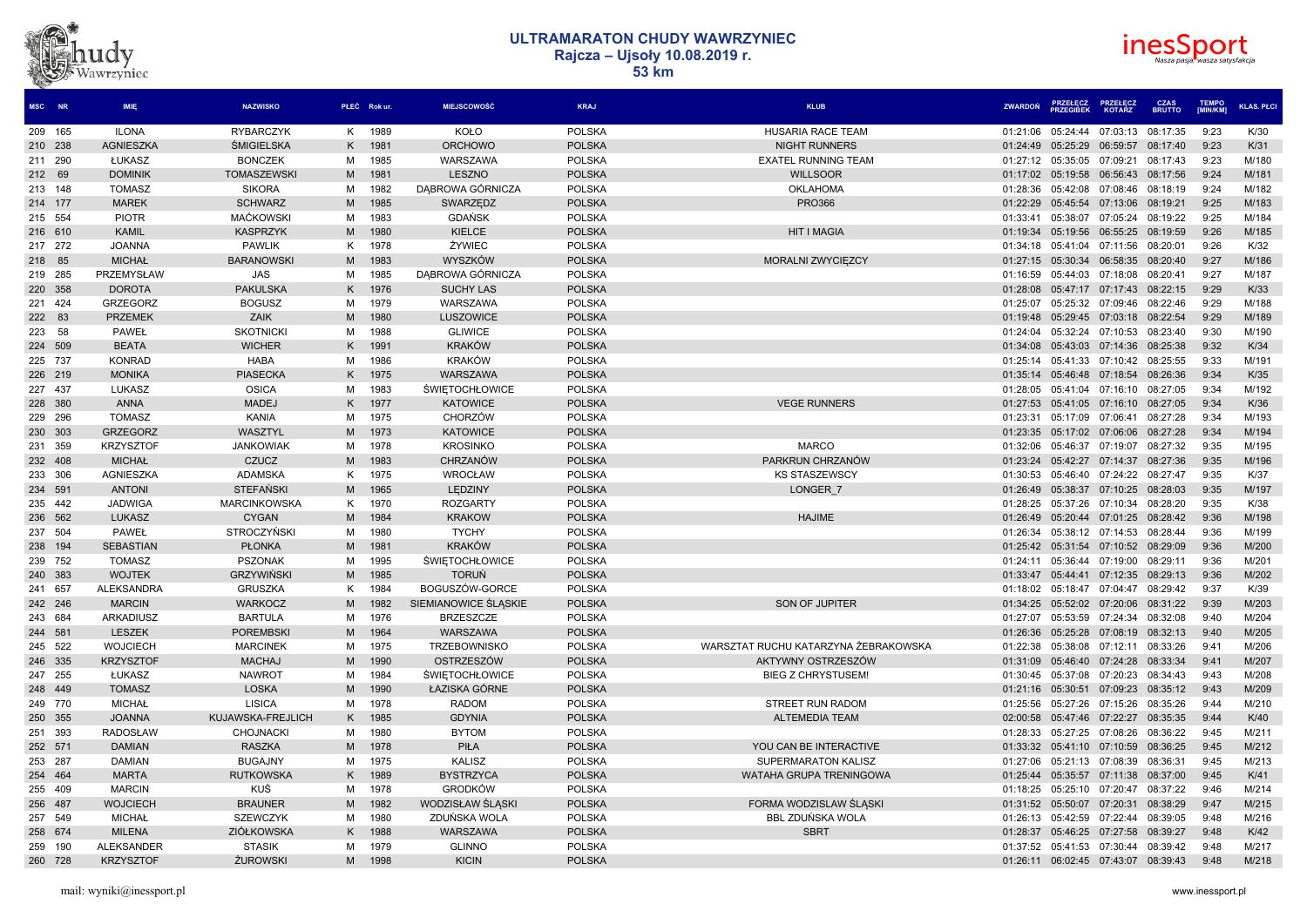# ULTRAMARATON CHUDY WAWRZYNIEC
## Rajcza – Ujsoły 10.08.2019 r.
## 53 km

| MSC | NR | IMIĘ | NAZWISKO | PŁEĆ | Rok ur. | MIEJSCOWOŚĆ | KRAJ | KLUB | ZWARDOŃ | PRZEŁĘCZ PRZEGIBEK | PRZEŁĘCZ KOTARZ | CZAS BRUTTO | TEMPO [MIN/KM] | KLAS. PŁCI |
|---|---|---|---|---|---|---|---|---|---|---|---|---|---|---|
| 209 | 165 | ILONA | RYBARCZYK | K | 1989 | KOŁO | POLSKA | HUSARIA RACE TEAM | 01:21:06 | 05:24:44 | 07:03:13 | 08:17:35 | 9:23 | K/30 |
| 210 | 238 | AGNIESZKA | ŚMIGIELSKA | K | 1981 | ORCHOWO | POLSKA | NIGHT RUNNERS | 01:24:49 | 05:25:29 | 06:59:57 | 08:17:40 | 9:23 | K/31 |
| 211 | 290 | ŁUKASZ | BONCZEK | M | 1985 | WARSZAWA | POLSKA | EXATEL RUNNING TEAM | 01:27:12 | 05:35:05 | 07:09:21 | 08:17:43 | 9:23 | M/180 |
| 212 | 69 | DOMINIK | TOMASZEWSKI | M | 1981 | LESZNO | POLSKA | WILLSOOR | 01:17:02 | 05:19:58 | 06:56:43 | 08:17:56 | 9:24 | M/181 |
| 213 | 148 | TOMASZ | SIKORA | M | 1982 | DĄBROWA GÓRNICZA | POLSKA | OKLAHOMA | 01:28:36 | 05:42:08 | 07:08:46 | 08:18:19 | 9:24 | M/182 |
| 214 | 177 | MAREK | SCHWARZ | M | 1985 | SWARZĘDZ | POLSKA | PRO366 | 01:22:29 | 05:45:54 | 07:13:06 | 08:19:21 | 9:25 | M/183 |
| 215 | 554 | PIOTR | MAĆKOWSKI | M | 1983 | GDAŃSK | POLSKA | | 01:33:41 | 05:38:07 | 07:05:24 | 08:19:22 | 9:25 | M/184 |
| 216 | 610 | KAMIL | KASPRZYK | M | 1980 | KIELCE | POLSKA | HIT I MAGIA | 01:19:34 | 05:19:56 | 06:55:25 | 08:19:59 | 9:26 | M/185 |
| 217 | 272 | JOANNA | PAWLIK | K | 1978 | ŻYWIEC | POLSKA | | 01:34:18 | 05:41:04 | 07:11:56 | 08:20:01 | 9:26 | K/32 |
| 218 | 85 | MICHAŁ | BARANOWSKI | M | 1983 | WYSZKÓW | POLSKA | MORALNI ZWYCIĘZCY | 01:27:15 | 05:30:34 | 06:58:35 | 08:20:40 | 9:27 | M/186 |
| 219 | 285 | PRZEMYSŁAW | JAS | M | 1985 | DĄBROWA GÓRNICZA | POLSKA | | 01:16:59 | 05:44:03 | 07:18:08 | 08:20:41 | 9:27 | M/187 |
| 220 | 358 | DOROTA | PAKULSKA | K | 1976 | SUCHY LAS | POLSKA | | 01:28:08 | 05:47:17 | 07:17:43 | 08:22:15 | 9:29 | K/33 |
| 221 | 424 | GRZEGORZ | BOGUSZ | M | 1979 | WARSZAWA | POLSKA | | 01:25:07 | 05:25:32 | 07:09:46 | 08:22:46 | 9:29 | M/188 |
| 222 | 83 | PRZEMEK | ZAIK | M | 1980 | LUSZOWICE | POLSKA | | 01:19:48 | 05:29:45 | 07:03:18 | 08:22:54 | 9:29 | M/189 |
| 223 | 58 | PAWEŁ | SKOTNICKI | M | 1988 | GLIWICE | POLSKA | | 01:24:04 | 05:32:24 | 07:10:53 | 08:23:40 | 9:30 | M/190 |
| 224 | 509 | BEATA | WICHER | K | 1991 | KRAKÓW | POLSKA | | 01:34:08 | 05:43:03 | 07:14:36 | 08:25:38 | 9:32 | K/34 |
| 225 | 737 | KONRAD | HABA | M | 1986 | KRAKÓW | POLSKA | | 01:25:14 | 05:41:33 | 07:10:42 | 08:25:55 | 9:33 | M/191 |
| 226 | 219 | MONIKA | PIASECKA | K | 1975 | WARSZAWA | POLSKA | | 01:35:14 | 05:46:48 | 07:18:54 | 08:26:36 | 9:34 | K/35 |
| 227 | 437 | LUKASZ | OSICA | M | 1983 | ŚWIĘTOCHŁOWICE | POLSKA | | 01:28:05 | 05:41:04 | 07:16:10 | 08:27:05 | 9:34 | M/192 |
| 228 | 380 | ANNA | MADEJ | K | 1977 | KATOWICE | POLSKA | VEGE RUNNERS | 01:27:53 | 05:41:05 | 07:16:10 | 08:27:05 | 9:34 | K/36 |
| 229 | 296 | TOMASZ | KANIA | M | 1975 | CHORZÓW | POLSKA | | 01:23:31 | 05:17:09 | 07:06:41 | 08:27:28 | 9:34 | M/193 |
| 230 | 303 | GRZEGORZ | WASZTYL | M | 1973 | KATOWICE | POLSKA | | 01:23:35 | 05:17:02 | 07:06:06 | 08:27:28 | 9:34 | M/194 |
| 231 | 359 | KRZYSZTOF | JANKOWIAK | M | 1978 | KROSINKO | POLSKA | MARCO | 01:32:06 | 05:46:37 | 07:19:07 | 08:27:32 | 9:35 | M/195 |
| 232 | 408 | MICHAŁ | CZUCZ | M | 1983 | CHRZANÓW | POLSKA | PARKRUN CHRZANÓW | 01:23:24 | 05:42:27 | 07:14:37 | 08:27:36 | 9:35 | M/196 |
| 233 | 306 | AGNIESZKA | ADAMSKA | K | 1975 | WROCŁAW | POLSKA | KS STASZEWSCY | 01:30:53 | 05:46:40 | 07:24:22 | 08:27:47 | 9:35 | K/37 |
| 234 | 591 | ANTONI | STEFAŃSKI | M | 1965 | LĘDZINY | POLSKA | LONGER_7 | 01:26:49 | 05:38:37 | 07:10:25 | 08:28:03 | 9:35 | M/197 |
| 235 | 442 | JADWIGA | MARCINKOWSKA | K | 1970 | ROZGARTY | POLSKA | | 01:28:25 | 05:37:26 | 07:10:34 | 08:28:20 | 9:35 | K/38 |
| 236 | 562 | LUKASZ | CYGAN | M | 1984 | KRAKOW | POLSKA | HAJIME | 01:26:49 | 05:20:44 | 07:01:25 | 08:28:42 | 9:36 | M/198 |
| 237 | 504 | PAWEŁ | STROCZYŃSKI | M | 1980 | TYCHY | POLSKA | | 01:26:34 | 05:38:12 | 07:14:53 | 08:28:44 | 9:36 | M/199 |
| 238 | 194 | SEBASTIAN | PŁONKA | M | 1981 | KRAKÓW | POLSKA | | 01:25:42 | 05:31:54 | 07:10:52 | 08:29:09 | 9:36 | M/200 |
| 239 | 752 | TOMASZ | PSZONAK | M | 1995 | ŚWIĘTOCHŁOWICE | POLSKA | | 01:24:11 | 05:36:44 | 07:19:00 | 08:29:11 | 9:36 | M/201 |
| 240 | 383 | WOJTEK | GRZYWIŃSKI | M | 1985 | TORUŃ | POLSKA | | 01:33:47 | 05:44:41 | 07:12:35 | 08:29:13 | 9:36 | M/202 |
| 241 | 657 | ALEKSANDRA | GRUSZKA | K | 1984 | BOGUSZÓW-GORCE | POLSKA | | 01:18:02 | 05:18:47 | 07:04:47 | 08:29:42 | 9:37 | K/39 |
| 242 | 246 | MARCIN | WARKOCZ | M | 1982 | SIEMIANOWICE ŚLĄSKIE | POLSKA | SON OF JUPITER | 01:34:25 | 05:52:02 | 07:20:06 | 08:31:22 | 9:39 | M/203 |
| 243 | 684 | ARKADIUSZ | BARTULA | M | 1976 | BRZESZCZE | POLSKA | | 01:27:07 | 05:53:59 | 07:24:34 | 08:32:08 | 9:40 | M/204 |
| 244 | 581 | LESZEK | POREMBSKI | M | 1964 | WARSZAWA | POLSKA | | 01:26:36 | 05:25:28 | 07:08:19 | 08:32:13 | 9:40 | M/205 |
| 245 | 522 | WOJCIECH | MARCINEK | M | 1975 | TRZEBOWNISKO | POLSKA | WARSZTAT RUCHU KATARZYNA ŻEBRAKOWSKA | 01:22:38 | 05:38:08 | 07:12:11 | 08:33:26 | 9:41 | M/206 |
| 246 | 335 | KRZYSZTOF | MACHAJ | M | 1990 | OSTRZESZÓW | POLSKA | AKTYWNY OSTRZESZÓW | 01:31:09 | 05:46:40 | 07:24:28 | 08:33:34 | 9:41 | M/207 |
| 247 | 255 | ŁUKASZ | NAWROT | M | 1984 | ŚWIĘTOCHŁOWICE | POLSKA | BIEG Z CHRYSTUSEM! | 01:30:45 | 05:37:08 | 07:20:23 | 08:34:43 | 9:43 | M/208 |
| 248 | 449 | TOMASZ | LOSKA | M | 1990 | ŁAZISKA GÓRNE | POLSKA | | 01:21:16 | 05:30:51 | 07:09:23 | 08:35:12 | 9:43 | M/209 |
| 249 | 770 | MICHAŁ | LISICA | M | 1978 | RADOM | POLSKA | STREET RUN RADOM | 01:25:56 | 05:27:26 | 07:15:26 | 08:35:26 | 9:44 | M/210 |
| 250 | 355 | JOANNA | KUJAWSKA-FREJLICH | K | 1985 | GDYNIA | POLSKA | ALTEMEDIA TEAM | 02:00:58 | 05:47:46 | 07:22:27 | 08:35:35 | 9:44 | K/40 |
| 251 | 393 | RADOSŁAW | CHOJNACKI | M | 1980 | BYTOM | POLSKA | | 01:28:33 | 05:27:25 | 07:08:26 | 08:36:22 | 9:45 | M/211 |
| 252 | 571 | DAMIAN | RASZKA | M | 1978 | PIŁA | POLSKA | YOU CAN BE INTERACTIVE | 01:33:32 | 05:41:10 | 07:10:59 | 08:36:25 | 9:45 | M/212 |
| 253 | 287 | DAMIAN | BUGAJNY | M | 1975 | KALISZ | POLSKA | SUPERMARATON KALISZ | 01:27:06 | 05:21:13 | 07:08:39 | 08:36:31 | 9:45 | M/213 |
| 254 | 464 | MARTA | RUTKOWSKA | K | 1989 | BYSTRZYCA | POLSKA | WATAHA GRUPA TRENINGOWA | 01:25:44 | 05:35:57 | 07:11:38 | 08:37:00 | 9:45 | K/41 |
| 255 | 409 | MARCIN | KUŚ | M | 1978 | GRODKÓW | POLSKA | | 01:18:25 | 05:25:10 | 07:20:47 | 08:37:22 | 9:46 | M/214 |
| 256 | 487 | WOJCIECH | BRAUNER | M | 1982 | WODZISŁAW ŚLĄSKI | POLSKA | FORMA WODZISLAW ŚLĄSKI | 01:31:52 | 05:50:07 | 07:20:31 | 08:38:29 | 9:47 | M/215 |
| 257 | 549 | MICHAŁ | SZEWCZYK | M | 1980 | ZDUŃSKA WOLA | POLSKA | BBL ZDUŃSKA WOLA | 01:26:13 | 05:42:59 | 07:22:44 | 08:39:05 | 9:48 | M/216 |
| 258 | 674 | MILENA | ZIÓŁKOWSKA | K | 1988 | WARSZAWA | POLSKA | SBRT | 01:28:37 | 05:46:25 | 07:27:58 | 08:39:27 | 9:48 | K/42 |
| 259 | 190 | ALEKSANDER | STASIK | M | 1979 | GLINNO | POLSKA | | 01:37:52 | 05:41:53 | 07:30:44 | 08:39:42 | 9:48 | M/217 |
| 260 | 728 | KRZYSZTOF | ŻUROWSKI | M | 1998 | KICIN | POLSKA | | 01:26:11 | 06:02:45 | 07:43:07 | 08:39:43 | 9:48 | M/218 |

mail: wyniki@inessport.pl

www.inessport.pl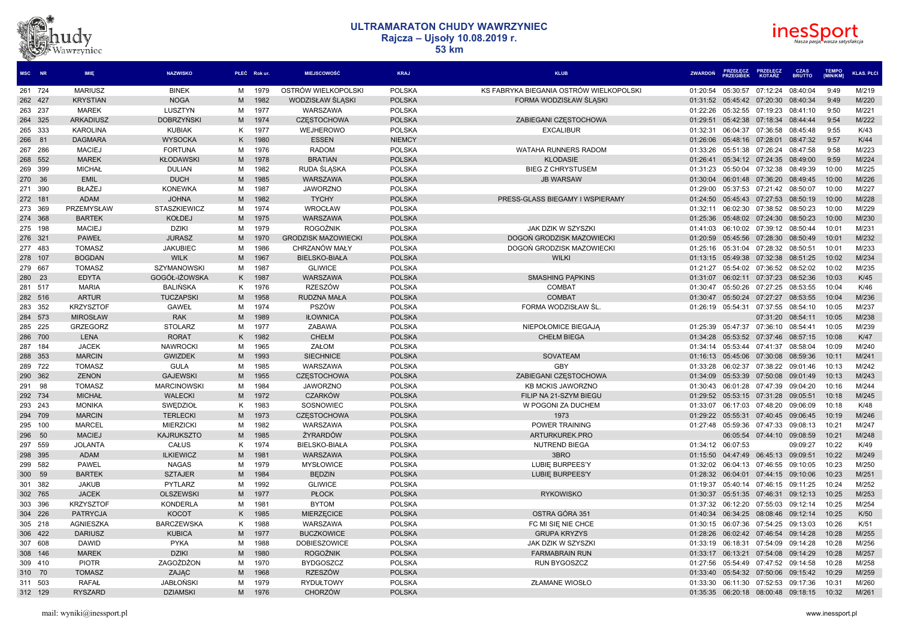# ULTRAMARATON CHUDY WAWRZYNIEC
## Rajcza – Ujsoły 10.08.2019 r.
## 53 km

| MSC | NR | IMIĘ | NAZWISKO | PŁEĆ | Rok ur. | MIEJSCOWOŚĆ | KRAJ | KLUB | ZWARDOŃ | PRZEŁĘCZ PRZEGIBEK | PRZEŁĘCZ KOTARZ | CZAS BRUTTO | TEMPO [MIN/KM] | KLAS. PŁCI |
|---|---|---|---|---|---|---|---|---|---|---|---|---|---|---|
| 261 | 724 | MARIUSZ | BINEK | M | 1979 | OSTRÓW WIELKOPOLSKI | POLSKA | KS FABRYKA BIEGANIA OSTRÓW WIELKOPOLSKI | 01:20:54 | 05:30:57 | 07:12:24 | 08:40:04 | 9:49 | M/219 |
| 262 | 427 | KRYSTIAN | NOGA | M | 1982 | WODZISŁAW ŚLĄSKI | POLSKA | FORMA WODZISŁAW ŚLĄSKI | 01:31:52 | 05:45:42 | 07:20:30 | 08:40:34 | 9:49 | M/220 |
| 263 | 237 | MAREK | LUSZTYN | M | 1977 | WARSZAWA | POLSKA | | 01:22:26 | 05:32:55 | 07:19:23 | 08:41:10 | 9:50 | M/221 |
| 264 | 325 | ARKADIUSZ | DOBRZYŃSKI | M | 1974 | CZĘSTOCHOWA | POLSKA | ZABIEGANI CZĘSTOCHOWA | 01:29:51 | 05:42:38 | 07:18:34 | 08:44:44 | 9:54 | M/222 |
| 265 | 333 | KAROLINA | KUBIAK | K | 1977 | WEJHEROWO | POLSKA | EXCALIBUR | 01:32:31 | 06:04:37 | 07:36:58 | 08:45:48 | 9:55 | K/43 |
| 266 | 81 | DAGMARA | WYSOCKA | K | 1980 | ESSEN | NIEMCY | | 01:26:06 | 05:48:16 | 07:28:01 | 08:47:32 | 9:57 | K/44 |
| 267 | 286 | MACIEJ | FORTUNA | M | 1976 | RADOM | POLSKA | WATAHA RUNNERS RADOM | 01:33:26 | 05:51:38 | 07:26:24 | 08:47:58 | 9:58 | M/223 |
| 268 | 552 | MAREK | KŁODAWSKI | M | 1978 | BRATIAN | POLSKA | KLODASIE | 01:26:41 | 05:34:12 | 07:24:35 | 08:49:00 | 9:59 | M/224 |
| 269 | 399 | MICHAŁ | DULIAN | M | 1982 | RUDA ŚLĄSKA | POLSKA | BIEG Z CHRYSTUSEM | 01:31:23 | 05:50:04 | 07:32:38 | 08:49:39 | 10:00 | M/225 |
| 270 | 36 | EMIL | DUCH | M | 1985 | WARSZAWA | POLSKA | JB WARSAW | 01:30:04 | 06:01:48 | 07:36:20 | 08:49:45 | 10:00 | M/226 |
| 271 | 390 | BŁAŻEJ | KONEWKA | M | 1987 | JAWORZNO | POLSKA | | 01:29:00 | 05:37:53 | 07:21:42 | 08:50:07 | 10:00 | M/227 |
| 272 | 181 | ADAM | JOHNA | M | 1982 | TYCHY | POLSKA | PRESS-GLASS BIEGAMY I WSPIERAMY | 01:24:50 | 05:45:43 | 07:27:53 | 08:50:19 | 10:00 | M/228 |
| 273 | 369 | PRZEMYSŁAW | STASZKIEWICZ | M | 1974 | WROCŁAW | POLSKA | | 01:32:11 | 06:02:30 | 07:38:52 | 08:50:23 | 10:00 | M/229 |
| 274 | 368 | BARTEK | KOŁDEJ | M | 1975 | WARSZAWA | POLSKA | | 01:25:36 | 05:48:02 | 07:24:30 | 08:50:23 | 10:00 | M/230 |
| 275 | 198 | MACIEJ | DZIKI | M | 1979 | ROGOŹNIK | POLSKA | JAK DZIK W SZYSZKI | 01:41:03 | 06:10:02 | 07:39:12 | 08:50:44 | 10:01 | M/231 |
| 276 | 321 | PAWEŁ | JURASZ | M | 1970 | GRODZISK MAZOWIECKI | POLSKA | DOGOŃ GRODZISK MAZOWIECKI | 01:20:59 | 05:45:56 | 07:28:30 | 08:50:49 | 10:01 | M/232 |
| 277 | 483 | TOMASZ | JAKUBIEC | M | 1986 | CHRZANÓW MAŁY | POLSKA | DOGOŃ GRODZISK MAZOWIECKI | 01:25:16 | 05:31:04 | 07:28:32 | 08:50:51 | 10:01 | M/233 |
| 278 | 107 | BOGDAN | WILK | M | 1967 | BIELSKO-BIAŁA | POLSKA | WILKI | 01:13:15 | 05:49:38 | 07:32:38 | 08:51:25 | 10:02 | M/234 |
| 279 | 667 | TOMASZ | SZYMANOWSKI | M | 1987 | GLIWICE | POLSKA | | 01:21:27 | 05:54:02 | 07:36:52 | 08:52:02 | 10:02 | M/235 |
| 280 | 23 | EDYTA | GOGÓŁ-IŻOWSKA | K | 1987 | WARSZAWA | POLSKA | SMASHING PĄPKINS | 01:31:07 | 06:02:11 | 07:37:23 | 08:52:36 | 10:03 | K/45 |
| 281 | 517 | MARIA | BALIŃSKA | K | 1976 | RZESZÓW | POLSKA | COMBAT | 01:30:47 | 05:50:26 | 07:27:25 | 08:53:55 | 10:04 | K/46 |
| 282 | 516 | ARTUR | TUCZAPSKI | M | 1958 | RUDZNA MAŁA | POLSKA | COMBAT | 01:30:47 | 05:50:24 | 07:27:27 | 08:53:55 | 10:04 | M/236 |
| 283 | 352 | KRZYSZTOF | GAWEŁ | M | 1974 | PSZÓW | POLSKA | FORMA WODZISŁAW ŚL. | 01:26:19 | 05:54:31 | 07:37:55 | 08:54:10 | 10:05 | M/237 |
| 284 | 573 | MIROSŁAW | RAK | M | 1989 | IŁOWNICA | POLSKA | | | | 07:31:20 | 08:54:11 | 10:05 | M/238 |
| 285 | 225 | GRZEGORZ | STOLARZ | M | 1977 | ZABAWA | POLSKA | NIEPOŁOMICE BIEGAJĄ | 01:25:39 | 05:47:37 | 07:36:10 | 08:54:41 | 10:05 | M/239 |
| 286 | 700 | LENA | RORAT | K | 1982 | CHEŁM | POLSKA | CHEŁM BIEGA | 01:34:28 | 05:53:52 | 07:37:46 | 08:57:15 | 10:08 | K/47 |
| 287 | 184 | JACEK | NAWROCKI | M | 1965 | ZAŁOM | POLSKA | | 01:34:14 | 05:53:44 | 07:41:37 | 08:58:04 | 10:09 | M/240 |
| 288 | 353 | MARCIN | GWIZDEK | M | 1993 | SIECHNICE | POLSKA | SOVATEAM | 01:16:13 | 05:45:06 | 07:30:08 | 08:59:36 | 10:11 | M/241 |
| 289 | 722 | TOMASZ | GULA | M | 1985 | WARSZAWA | POLSKA | GBY | 01:33:28 | 06:02:37 | 07:38:22 | 09:01:46 | 10:13 | M/242 |
| 290 | 362 | ZENON | GAJEWSKI | M | 1955 | CZĘSTOCHOWA | POLSKA | ZABIEGANI CZĘSTOCHOWA | 01:34:09 | 05:53:39 | 07:50:08 | 09:01:49 | 10:13 | M/243 |
| 291 | 98 | TOMASZ | MARCINOWSKI | M | 1984 | JAWORZNO | POLSKA | KB MCKIS JAWORZNO | 01:30:43 | 06:01:28 | 07:47:39 | 09:04:20 | 10:16 | M/244 |
| 292 | 734 | MICHAŁ | WALECKI | M | 1972 | CZARKÓW | POLSKA | FILIP NA 21-SZYM BIEGU | 01:29:52 | 05:53:15 | 07:31:28 | 09:05:51 | 10:18 | M/245 |
| 293 | 243 | MONIKA | SWĘDZIOŁ | K | 1983 | SOSNOWIEC | POLSKA | W POGONI ZA DUCHEM | 01:33:07 | 06:17:03 | 07:48:20 | 09:06:09 | 10:18 | K/48 |
| 294 | 709 | MARCIN | TERLECKI | M | 1973 | CZĘSTOCHOWA | POLSKA | 1973 | 01:29:22 | 05:55:31 | 07:40:45 | 09:06:45 | 10:19 | M/246 |
| 295 | 100 | MARCEL | MIERZICKI | M | 1982 | WARSZAWA | POLSKA | POWER TRAINING | 01:27:48 | 05:59:36 | 07:47:33 | 09:08:13 | 10:21 | M/247 |
| 296 | 50 | MACIEJ | KAJRUKSZTO | M | 1985 | ŻYRARDÓW | POLSKA | ARTURKUREK.PRO | | 06:05:54 | 07:44:10 | 09:08:59 | 10:21 | M/248 |
| 297 | 559 | JOLANTA | CAŁUS | K | 1974 | BIELSKO-BIAŁA | POLSKA | NUTREND BIEGA | 01:34:12 | 06:07:53 | | 09:09:27 | 10:22 | K/49 |
| 298 | 395 | ADAM | ILKIEWICZ | M | 1981 | WARSZAWA | POLSKA | 3BRO | 01:15:50 | 04:47:49 | 06:45:13 | 09:09:51 | 10:22 | M/249 |
| 299 | 582 | PAWEL | NAGAS | M | 1979 | MYSŁOWICE | POLSKA | LUBIĘ BURPEES'Y | 01:32:02 | 06:04:13 | 07:46:55 | 09:10:05 | 10:23 | M/250 |
| 300 | 59 | BARTEK | SZTAJER | M | 1984 | BĘDZIN | POLSKA | LUBIĘ BURPEES'Y | 01:28:32 | 06:04:01 | 07:44:15 | 09:10:06 | 10:23 | M/251 |
| 301 | 382 | JAKUB | PYTLARZ | M | 1992 | GLIWICE | POLSKA | | 01:19:37 | 05:40:14 | 07:46:15 | 09:11:25 | 10:24 | M/252 |
| 302 | 765 | JACEK | OLSZEWSKI | M | 1977 | PŁOCK | POLSKA | RYKOWISKO | 01:30:37 | 05:51:35 | 07:46:31 | 09:12:13 | 10:25 | M/253 |
| 303 | 396 | KRZYSZTOF | KONDERLA | M | 1981 | BYTOM | POLSKA | | 01:37:32 | 06:12:20 | 07:55:03 | 09:12:14 | 10:25 | M/254 |
| 304 | 226 | PATRYCJA | KOCOT | K | 1985 | MIERZĘCICE | POLSKA | OSTRA GÓRA 351 | 01:40:34 | 06:34:25 | 08:08:46 | 09:12:14 | 10:25 | K/50 |
| 305 | 218 | AGNIESZKA | BARCZEWSKA | K | 1988 | WARSZAWA | POLSKA | FC MI SIĘ NIE CHCE | 01:30:15 | 06:07:36 | 07:54:25 | 09:13:03 | 10:26 | K/51 |
| 306 | 422 | DARIUSZ | KUBICA | M | 1977 | BUCZKOWICE | POLSKA | GRUPA KRYZYS | 01:28:26 | 06:02:42 | 07:46:54 | 09:14:28 | 10:28 | M/255 |
| 307 | 608 | DAWID | PYKA | M | 1988 | DOBIESZOWICE | POLSKA | JAK DZIK W SZYSZKI | 01:33:19 | 06:18:31 | 07:54:09 | 09:14:28 | 10:28 | M/256 |
| 308 | 146 | MAREK | DZIKI | M | 1980 | ROGOŹNIK | POLSKA | FARMABRAIN RUN | 01:33:17 | 06:13:21 | 07:54:08 | 09:14:29 | 10:28 | M/257 |
| 309 | 410 | PIOTR | ZAGOŻDŻON | M | 1970 | BYDGOSZCZ | POLSKA | RUN BYGOSZCZ | 01:27:56 | 05:54:49 | 07:47:52 | 09:14:58 | 10:28 | M/258 |
| 310 | 70 | TOMASZ | ZAJĄC | M | 1968 | RZESZÓW | POLSKA | | 01:33:40 | 05:54:32 | 07:50:06 | 09:15:42 | 10:29 | M/259 |
| 311 | 503 | RAFAŁ | JABŁOŃSKI | M | 1979 | RYDUŁTOWY | POLSKA | ZŁAMANE WIOSŁO | 01:33:30 | 06:11:30 | 07:52:53 | 09:17:36 | 10:31 | M/260 |
| 312 | 129 | RYSZARD | DZIAMSKI | M | 1976 | CHORZÓW | POLSKA | | 01:35:35 | 06:20:18 | 08:00:48 | 09:18:15 | 10:32 | M/261 |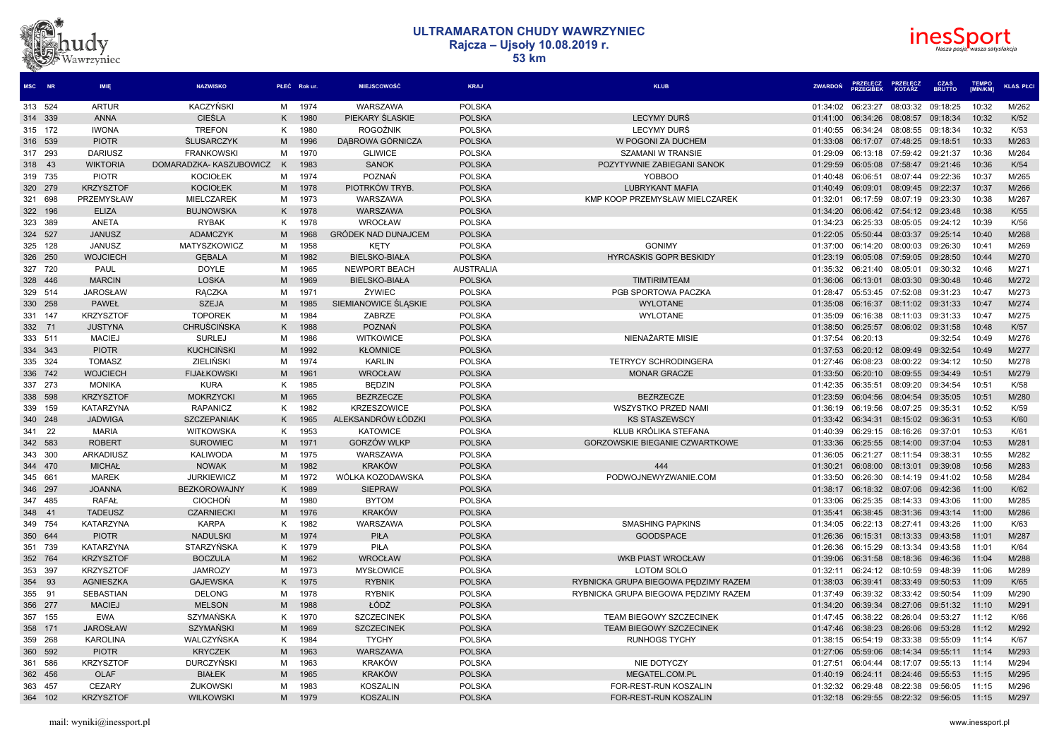# ULTRAMARATON CHUDY WAWRZYNIEC
## Rajcza – Ujsoły 10.08.2019 r.
## 53 km

| MSC | NR | IMIĘ | NAZWISKO | PŁEĆ | Rok ur. | MIEJSCOWOŚĆ | KRAJ | KLUB | ZWARDOŃ | PRZEŁECZ PRZEGIBEK | PRZEŁECZ KOTARZ | CZAS BRUTTO | TEMPO [MIN/KM] | KLAS. PŁCI |
|---|---|---|---|---|---|---|---|---|---|---|---|---|---|---|
| 313 | 524 | ARTUR | KACZYŃSKI | M | 1974 | WARSZAWA | POLSKA | | 01:34:02 | 06:23:27 | 08:03:32 | 09:18:25 | 10:32 | M/262 |
| 314 | 339 | ANNA | CIEŚLA | K | 1980 | PIEKARY ŚLASKIE | POLSKA | LECYMY DURŚ | 01:41:00 | 06:34:26 | 08:08:57 | 09:18:34 | 10:32 | K/52 |
| 315 | 172 | IWONA | TREFON | K | 1980 | ROGOŹNIK | POLSKA | LECYMY DURŚ | 01:40:55 | 06:34:24 | 08:08:55 | 09:18:34 | 10:32 | K/53 |
| 316 | 539 | PIOTR | ŚLUSARCZYK | M | 1996 | DĄBROWA GÓRNICZA | POLSKA | W POGONI ZA DUCHEM | 01:33:08 | 06:17:07 | 07:48:25 | 09:18:51 | 10:33 | M/263 |
| 317 | 293 | DARIUSZ | FRANKOWSKI | M | 1970 | GLIWICE | POLSKA | SZAMANI W TRANSIE | 01:29:09 | 06:13:18 | 07:59:42 | 09:21:37 | 10:36 | M/264 |
| 318 | 43 | WIKTORIA | DOMARADZKA- KASZUBOWICZ | K | 1983 | SANOK | POLSKA | POZYTYWNIE ZABIEGANI SANOK | 01:29:59 | 06:05:08 | 07:58:47 | 09:21:46 | 10:36 | K/54 |
| 319 | 735 | PIOTR | KOCIOŁEK | M | 1974 | POZNAŃ | POLSKA | YOBBOO | 01:40:48 | 06:06:51 | 08:07:44 | 09:22:36 | 10:37 | M/265 |
| 320 | 279 | KRZYSZTOF | KOCIOŁEK | M | 1978 | PIOTRKÓW TRYB. | POLSKA | LUBRYKANT MAFIA | 01:40:49 | 06:09:01 | 08:09:45 | 09:22:37 | 10:37 | M/266 |
| 321 | 698 | PRZEMYSŁAW | MIELCZAREK | M | 1973 | WARSZAWA | POLSKA | KMP KOOP PRZEMYSŁAW MIELCZAREK | 01:32:01 | 06:17:59 | 08:07:19 | 09:23:30 | 10:38 | M/267 |
| 322 | 196 | ELIZA | BUJNOWSKA | K | 1978 | WARSZAWA | POLSKA | | 01:34:20 | 06:06:42 | 07:54:12 | 09:23:48 | 10:38 | K/55 |
| 323 | 389 | ANETA | RYBAK | K | 1978 | WROCŁAW | POLSKA | | 01:34:23 | 06:25:33 | 08:05:05 | 09:24:12 | 10:39 | K/56 |
| 324 | 527 | JANUSZ | ADAMCZYK | M | 1968 | GRÓDEK NAD DUNAJCEM | POLSKA | | 01:22:05 | 05:50:44 | 08:03:37 | 09:25:14 | 10:40 | M/268 |
| 325 | 128 | JANUSZ | MATYSZKOWICZ | M | 1958 | KĘTY | POLSKA | GONIMY | 01:37:00 | 06:14:20 | 08:00:03 | 09:26:30 | 10:41 | M/269 |
| 326 | 250 | WOJCIECH | GĘBALA | M | 1982 | BIELSKO-BIAŁA | POLSKA | HYRCASKIS GOPR BESKIDY | 01:23:19 | 06:05:08 | 07:59:05 | 09:28:50 | 10:44 | M/270 |
| 327 | 720 | PAUL | DOYLE | M | 1965 | NEWPORT BEACH | AUSTRALIA | | 01:35:32 | 06:21:40 | 08:05:01 | 09:30:32 | 10:46 | M/271 |
| 328 | 446 | MARCIN | LOSKA | M | 1969 | BIELSKO-BIAŁA | POLSKA | TIMTIRIMTEAM | 01:36:06 | 06:13:01 | 08:03:30 | 09:30:48 | 10:46 | M/272 |
| 329 | 514 | JAROSŁAW | RĄCZKA | M | 1971 | ŻYWIEC | POLSKA | PGB SPORTOWA PACZKA | 01:28:47 | 05:53:45 | 07:52:08 | 09:31:23 | 10:47 | M/273 |
| 330 | 258 | PAWEŁ | SZEJA | M | 1985 | SIEMIANOWICE ŚLĄSKIE | POLSKA | WYLOTANE | 01:35:08 | 06:16:37 | 08:11:02 | 09:31:33 | 10:47 | M/274 |
| 331 | 147 | KRZYSZTOF | TOPOREK | M | 1984 | ZABRZE | POLSKA | WYLOTANE | 01:35:09 | 06:16:38 | 08:11:03 | 09:31:33 | 10:47 | M/275 |
| 332 | 71 | JUSTYNA | CHRUŚCIŃSKA | K | 1988 | POZNAŃ | POLSKA | | 01:38:50 | 06:25:57 | 08:06:02 | 09:31:58 | 10:48 | K/57 |
| 333 | 511 | MACIEJ | SURLEJ | M | 1986 | WITKOWICE | POLSKA | NIENAŻARTE MISIE | 01:37:54 | 06:20:13 | | 09:32:54 | 10:49 | M/276 |
| 334 | 343 | PIOTR | KUCHCIŃSKI | M | 1992 | KŁOMNICE | POLSKA | | 01:37:53 | 06:20:12 | 08:09:49 | 09:32:54 | 10:49 | M/277 |
| 335 | 324 | TOMASZ | ZIELIŃSKI | M | 1974 | KARLIN | POLSKA | TETRYCY SCHRODINGERA | 01:27:46 | 06:08:23 | 08:00:22 | 09:34:12 | 10:50 | M/278 |
| 336 | 742 | WOJCIECH | FIJAŁKOWSKI | M | 1961 | WROCŁAW | POLSKA | MONAR GRACZE | 01:33:50 | 06:20:10 | 08:09:55 | 09:34:49 | 10:51 | M/279 |
| 337 | 273 | MONIKA | KURA | K | 1985 | BĘDZIN | POLSKA | | 01:42:35 | 06:35:51 | 08:09:20 | 09:34:54 | 10:51 | K/58 |
| 338 | 598 | KRZYSZTOF | MOKRZYCKI | M | 1965 | BEZRZECZE | POLSKA | BEZRZECZE | 01:23:59 | 06:04:56 | 08:04:54 | 09:35:05 | 10:51 | M/280 |
| 339 | 159 | KATARZYNA | RAPANICZ | K | 1982 | KRZESZOWICE | POLSKA | WSZYSTKO PRZED NAMI | 01:36:19 | 06:19:56 | 08:07:25 | 09:35:31 | 10:52 | K/59 |
| 340 | 248 | JADWIGA | SZCZEPANIAK | K | 1965 | ALEKSANDRÓW ŁÓDZKI | POLSKA | KS STASZEWSCY | 01:33:42 | 06:34:31 | 08:15:02 | 09:36:31 | 10:53 | K/60 |
| 341 | 22 | MARIA | WITKOWSKA | K | 1953 | KATOWICE | POLSKA | KLUB KRÓLIKA STEFANA | 01:40:39 | 06:29:15 | 08:16:26 | 09:37:01 | 10:53 | K/61 |
| 342 | 583 | ROBERT | SUROWIEC | M | 1971 | GORZÓW WLKP | POLSKA | GORZOWSKIE BIEGANIE CZWARTKOWE | 01:33:36 | 06:25:55 | 08:14:00 | 09:37:04 | 10:53 | M/281 |
| 343 | 300 | ARKADIUSZ | KALIWODA | M | 1975 | WARSZAWA | POLSKA | | 01:36:05 | 06:21:27 | 08:11:54 | 09:38:31 | 10:55 | M/282 |
| 344 | 470 | MICHAŁ | NOWAK | M | 1982 | KRAKÓW | POLSKA | 444 | 01:30:21 | 06:08:00 | 08:13:01 | 09:39:08 | 10:56 | M/283 |
| 345 | 661 | MAREK | JURKIEWICZ | M | 1972 | WÓLKA KOZODAWSKA | POLSKA | PODWOJNEWYZWANIE.COM | 01:33:50 | 06:26:30 | 08:14:19 | 09:41:02 | 10:58 | M/284 |
| 346 | 297 | JOANNA | BEZKOROWAJNY | K | 1989 | SIEPRAW | POLSKA | | 01:38:17 | 06:18:32 | 08:07:06 | 09:42:36 | 11:00 | K/62 |
| 347 | 485 | RAFAŁ | CIOCHOŃ | M | 1980 | BYTOM | POLSKA | | 01:33:06 | 06:25:35 | 08:14:33 | 09:43:06 | 11:00 | M/285 |
| 348 | 41 | TADEUSZ | CZARNIECKI | M | 1976 | KRAKÓW | POLSKA | | 01:35:41 | 06:38:45 | 08:31:36 | 09:43:14 | 11:00 | M/286 |
| 349 | 754 | KATARZYNA | KARPA | K | 1982 | WARSZAWA | POLSKA | SMASHING PĄPKINS | 01:34:05 | 06:22:13 | 08:27:41 | 09:43:26 | 11:00 | K/63 |
| 350 | 644 | PIOTR | NADULSKI | M | 1974 | PIŁA | POLSKA | GOODSPACE | 01:26:36 | 06:15:31 | 08:13:33 | 09:43:58 | 11:01 | M/287 |
| 351 | 739 | KATARZYNA | STARZYŃSKA | K | 1979 | PIŁA | POLSKA | | 01:26:36 | 06:15:29 | 08:13:34 | 09:43:58 | 11:01 | K/64 |
| 352 | 764 | KRZYSZTOF | BOCZULA | M | 1962 | WROCŁAW | POLSKA | WKB PIAST WROCŁAW | 01:39:06 | 06:31:58 | 08:18:36 | 09:46:36 | 11:04 | M/288 |
| 353 | 397 | KRZYSZTOF | JAMROZY | M | 1973 | MYSŁOWICE | POLSKA | LOTOM SOLO | 01:32:11 | 06:24:12 | 08:10:59 | 09:48:39 | 11:06 | M/289 |
| 354 | 93 | AGNIESZKA | GAJEWSKA | K | 1975 | RYBNIK | POLSKA | RYBNICKA GRUPA BIEGOWA PĘDZIMY RAZEM | 01:38:03 | 06:39:41 | 08:33:49 | 09:50:53 | 11:09 | K/65 |
| 355 | 91 | SEBASTIAN | DELONG | M | 1978 | RYBNIK | POLSKA | RYBNICKA GRUPA BIEGOWA PĘDZIMY RAZEM | 01:37:49 | 06:39:32 | 08:33:42 | 09:50:54 | 11:09 | M/290 |
| 356 | 277 | MACIEJ | MELSON | M | 1988 | ŁÓDŹ | POLSKA | | 01:34:20 | 06:39:34 | 08:27:06 | 09:51:32 | 11:10 | M/291 |
| 357 | 155 | EWA | SZYMAŃSKA | K | 1970 | SZCZECINEK | POLSKA | TEAM BIEGOWY SZCZECINEK | 01:47:45 | 06:38:22 | 08:26:04 | 09:53:27 | 11:12 | K/66 |
| 358 | 171 | JAROSŁAW | SZYMAŃSKI | M | 1969 | SZCZECINEK | POLSKA | TEAM BIEGOWY SZCZECINEK | 01:47:46 | 06:38:23 | 08:26:06 | 09:53:28 | 11:12 | M/292 |
| 359 | 268 | KAROLINA | WALCZYŃSKA | K | 1984 | TYCHY | POLSKA | RUNHOGS TYCHY | 01:38:15 | 06:54:19 | 08:33:38 | 09:55:09 | 11:14 | K/67 |
| 360 | 592 | PIOTR | KRYCZEK | M | 1963 | WARSZAWA | POLSKA | | 01:27:06 | 05:59:06 | 08:14:34 | 09:55:11 | 11:14 | M/293 |
| 361 | 586 | KRZYSZTOF | DURCZYŃSKI | M | 1963 | KRAKÓW | POLSKA | NIE DOTYCZY | 01:27:51 | 06:04:44 | 08:17:07 | 09:55:13 | 11:14 | M/294 |
| 362 | 456 | OLAF | BIAŁEK | M | 1965 | KRAKÓW | POLSKA | MEGATEL.COM.PL | 01:40:19 | 06:24:11 | 08:24:46 | 09:55:53 | 11:15 | M/295 |
| 363 | 457 | CEZARY | ŻUKOWSKI | M | 1983 | KOSZALIN | POLSKA | FOR-REST-RUN KOSZALIN | 01:32:32 | 06:29:48 | 08:22:38 | 09:56:05 | 11:15 | M/296 |
| 364 | 102 | KRZYSZTOF | WILKOWSKI | M | 1979 | KOSZALIN | POLSKA | FOR-REST-RUN KOSZALIN | 01:32:18 | 06:29:55 | 08:22:32 | 09:56:05 | 11:15 | M/297 |

mail: wyniki@inessport.pl

www.inessport.pl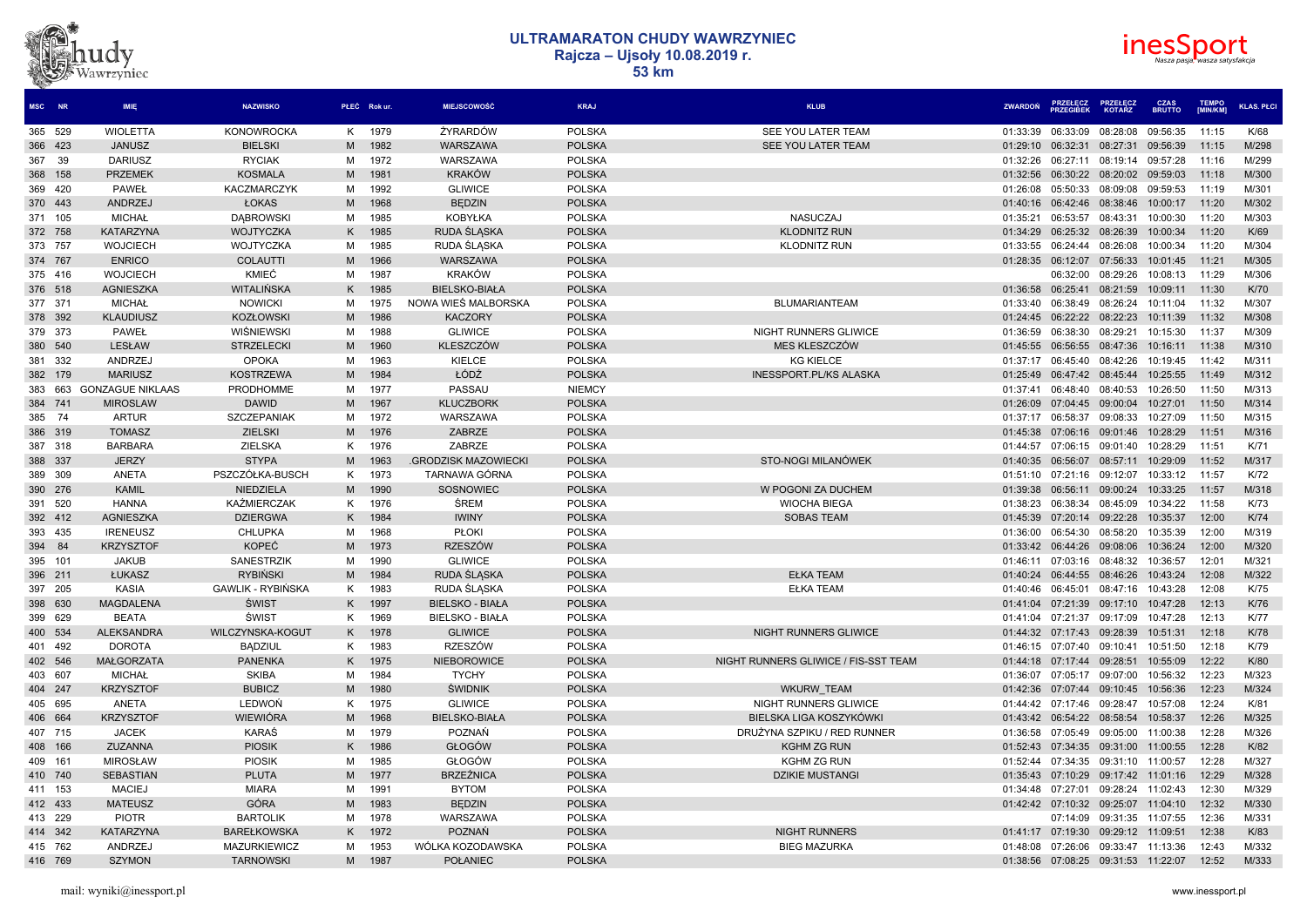# ULTRAMARATON CHUDY WAWRZYNIEC
## Rajcza – Ujsoły 10.08.2019 r.
## 53 km

| MSC | NR | IMIĘ | NAZWISKO | PŁEĆ | Rok ur. | MIEJSCOWOŚĆ | KRAJ | KLUB | ZWARDOŃ | PRZEŁĘCZ PRZEGIBEK | PRZEŁĘCZ KOTARZ | CZAS BRUTTO | TEMPO [MIN/KM] | KLAS. PŁCI |
|---|---|---|---|---|---|---|---|---|---|---|---|---|---|---|
| 365 | 529 | WIOLETTA | KONOWROCKA | K | 1979 | ŻYRARDÓW | POLSKA | SEE YOU LATER TEAM | 01:33:39 | 06:33:09 | 08:28:08 | 09:56:35 | 11:15 | K/68 |
| 366 | 423 | JANUSZ | BIELSKI | M | 1982 | WARSZAWA | POLSKA | SEE YOU LATER TEAM | 01:29:10 | 06:32:31 | 08:27:31 | 09:56:39 | 11:15 | M/298 |
| 367 | 39 | DARIUSZ | RYCIAK | M | 1972 | WARSZAWA | POLSKA | | 01:32:26 | 06:27:11 | 08:19:14 | 09:57:28 | 11:16 | M/299 |
| 368 | 158 | PRZEMEK | KOSMALA | M | 1981 | KRAKÓW | POLSKA | | 01:32:56 | 06:30:22 | 08:20:02 | 09:59:03 | 11:18 | M/300 |
| 369 | 420 | PAWEŁ | KACZMARCZYK | M | 1992 | GLIWICE | POLSKA | | 01:26:08 | 05:50:33 | 08:09:08 | 09:59:53 | 11:19 | M/301 |
| 370 | 443 | ANDRZEJ | ŁOKAS | M | 1968 | BĘDZIN | POLSKA | | 01:40:16 | 06:42:46 | 08:38:46 | 10:00:17 | 11:20 | M/302 |
| 371 | 105 | MICHAŁ | DĄBROWSKI | M | 1985 | KOBYŁKA | POLSKA | NASUCZAJ | 01:35:21 | 06:53:57 | 08:43:31 | 10:00:30 | 11:20 | M/303 |
| 372 | 758 | KATARZYNA | WOJTYCZKA | K | 1985 | RUDA ŚLĄSKA | POLSKA | KLODNITZ RUN | 01:34:29 | 06:25:32 | 08:26:39 | 10:00:34 | 11:20 | K/69 |
| 373 | 757 | WOJCIECH | WOJTYCZKA | M | 1985 | RUDA ŚLĄSKA | POLSKA | KLODNITZ RUN | 01:33:55 | 06:24:44 | 08:26:08 | 10:00:34 | 11:20 | M/304 |
| 374 | 767 | ENRICO | COLAUTTI | M | 1966 | WARSZAWA | POLSKA | | 01:28:35 | 06:12:07 | 07:56:33 | 10:01:45 | 11:21 | M/305 |
| 375 | 416 | WOJCIECH | KMIEĆ | M | 1987 | KRAKÓW | POLSKA | | | 06:32:00 | 08:29:26 | 10:08:13 | 11:29 | M/306 |
| 376 | 518 | AGNIESZKA | WITALIŃSKA | K | 1985 | BIELSKO-BIAŁA | POLSKA | | 01:36:58 | 06:25:41 | 08:21:59 | 10:09:11 | 11:30 | K/70 |
| 377 | 371 | MICHAŁ | NOWICKI | M | 1975 | NOWA WIEŚ MALBORSKA | POLSKA | BLUMARIANTEAM | 01:33:40 | 06:38:49 | 08:26:24 | 10:11:04 | 11:32 | M/307 |
| 378 | 392 | KLAUDIUSZ | KOZŁOWSKI | M | 1986 | KACZORY | POLSKA | | 01:24:45 | 06:22:22 | 08:22:23 | 10:11:39 | 11:32 | M/308 |
| 379 | 373 | PAWEŁ | WIŚNIEWSKI | M | 1988 | GLIWICE | POLSKA | NIGHT RUNNERS GLIWICE | 01:36:59 | 06:38:30 | 08:29:21 | 10:15:30 | 11:37 | M/309 |
| 380 | 540 | LESŁAW | STRZELECKI | M | 1960 | KLESZCZÓW | POLSKA | MES KLESZCZÓW | 01:45:55 | 06:56:55 | 08:47:36 | 10:16:11 | 11:38 | M/310 |
| 381 | 332 | ANDRZEJ | OPOKA | M | 1963 | KIELCE | POLSKA | KG KIELCE | 01:37:17 | 06:45:40 | 08:42:26 | 10:19:45 | 11:42 | M/311 |
| 382 | 179 | MARIUSZ | KOSTRZEWA | M | 1984 | ŁÓDŹ | POLSKA | INESSPORT.PL/KS ALASKA | 01:25:49 | 06:47:42 | 08:45:44 | 10:25:55 | 11:49 | M/312 |
| 383 | 663 | GONZAGUE NIKLAAS | PRODHOMME | M | 1977 | PASSAU | NIEMCY | | 01:37:41 | 06:48:40 | 08:40:53 | 10:26:50 | 11:50 | M/313 |
| 384 | 741 | MIROSLAW | DAWID | M | 1967 | KLUCZBORK | POLSKA | | 01:26:09 | 07:04:45 | 09:00:04 | 10:27:01 | 11:50 | M/314 |
| 385 | 74 | ARTUR | SZCZEPANIAK | M | 1972 | WARSZAWA | POLSKA | | 01:37:17 | 06:58:37 | 09:08:33 | 10:27:09 | 11:50 | M/315 |
| 386 | 319 | TOMASZ | ZIELSKI | M | 1976 | ZABRZE | POLSKA | | 01:45:38 | 07:06:16 | 09:01:46 | 10:28:29 | 11:51 | M/316 |
| 387 | 318 | BARBARA | ZIELSKA | K | 1976 | ZABRZE | POLSKA | | 01:44:57 | 07:06:15 | 09:01:40 | 10:28:29 | 11:51 | K/71 |
| 388 | 337 | JERZY | STYPA | M | 1963 | .GRODZISK MAZOWIECKI | POLSKA | STO-NOGI MILANÓWEK | 01:40:35 | 06:56:07 | 08:57:11 | 10:29:09 | 11:52 | M/317 |
| 389 | 309 | ANETA | PSZCZÓŁKA-BUSCH | K | 1973 | TARNAWA GÓRNA | POLSKA | | 01:51:10 | 07:21:16 | 09:12:07 | 10:33:12 | 11:57 | K/72 |
| 390 | 276 | KAMIL | NIEDZIELA | M | 1990 | SOSNOWIEC | POLSKA | W POGONI ZA DUCHEM | 01:39:38 | 06:56:11 | 09:00:24 | 10:33:25 | 11:57 | M/318 |
| 391 | 520 | HANNA | KAŹMIERCZAK | K | 1976 | ŚREM | POLSKA | WIOCHA BIEGA | 01:38:23 | 06:38:34 | 08:45:09 | 10:34:22 | 11:58 | K/73 |
| 392 | 412 | AGNIESZKA | DZIERGWA | K | 1984 | IWINY | POLSKA | SOBAS TEAM | 01:45:39 | 07:20:14 | 09:22:28 | 10:35:37 | 12:00 | K/74 |
| 393 | 435 | IRENEUSZ | CHLUPKA | M | 1968 | PŁOKI | POLSKA | | 01:36:00 | 06:54:30 | 08:58:20 | 10:35:39 | 12:00 | M/319 |
| 394 | 84 | KRZYSZTOF | KOPEĆ | M | 1973 | RZESZÓW | POLSKA | | 01:33:42 | 06:44:26 | 09:08:06 | 10:36:24 | 12:00 | M/320 |
| 395 | 101 | JAKUB | SANESTRZIK | M | 1990 | GLIWICE | POLSKA | | 01:46:11 | 07:03:16 | 08:48:32 | 10:36:57 | 12:01 | M/321 |
| 396 | 211 | ŁUKASZ | RYBIŃSKI | M | 1984 | RUDA ŚLĄSKA | POLSKA | EŁKA TEAM | 01:40:24 | 06:44:55 | 08:46:26 | 10:43:24 | 12:08 | M/322 |
| 397 | 205 | KASIA | GAWLIK - RYBIŃSKA | K | 1983 | RUDA ŚLĄSKA | POLSKA | EŁKA TEAM | 01:40:46 | 06:45:01 | 08:47:16 | 10:43:28 | 12:08 | K/75 |
| 398 | 630 | MAGDALENA | ŚWIST | K | 1997 | BIELSKO - BIAŁA | POLSKA | | 01:41:04 | 07:21:39 | 09:17:10 | 10:47:28 | 12:13 | K/76 |
| 399 | 629 | BEATA | ŚWIST | K | 1969 | BIELSKO - BIAŁA | POLSKA | | 01:41:04 | 07:21:37 | 09:17:09 | 10:47:28 | 12:13 | K/77 |
| 400 | 534 | ALEKSANDRA | WILCZYNSKA-KOGUT | K | 1978 | GLIWICE | POLSKA | NIGHT RUNNERS GLIWICE | 01:44:32 | 07:17:43 | 09:28:39 | 10:51:31 | 12:18 | K/78 |
| 401 | 492 | DOROTA | BĄDZIUL | K | 1983 | RZESZÓW | POLSKA | | 01:46:15 | 07:07:40 | 09:10:41 | 10:51:50 | 12:18 | K/79 |
| 402 | 546 | MAŁGORZATA | PANENKA | K | 1975 | NIEBOROWICE | POLSKA | NIGHT RUNNERS GLIWICE / FIS-SST TEAM | 01:44:18 | 07:17:44 | 09:28:51 | 10:55:09 | 12:22 | K/80 |
| 403 | 607 | MICHAŁ | SKIBA | M | 1984 | TYCHY | POLSKA | | 01:36:07 | 07:05:17 | 09:07:00 | 10:56:32 | 12:23 | M/323 |
| 404 | 247 | KRZYSZTOF | BUBICZ | M | 1980 | ŚWIDNIK | POLSKA | WKURW_TEAM | 01:42:36 | 07:07:44 | 09:10:45 | 10:56:36 | 12:23 | M/324 |
| 405 | 695 | ANETA | LEDWOŃ | K | 1975 | GLIWICE | POLSKA | NIGHT RUNNERS GLIWICE | 01:44:42 | 07:17:46 | 09:28:47 | 10:57:08 | 12:24 | K/81 |
| 406 | 664 | KRZYSZTOF | WIEWIÓRA | M | 1968 | BIELSKO-BIAŁA | POLSKA | BIELSKA LIGA KOSZYKÓWKI | 01:43:42 | 06:54:22 | 08:58:54 | 10:58:37 | 12:26 | M/325 |
| 407 | 715 | JACEK | KARAŚ | M | 1979 | POZNAŃ | POLSKA | DRUŻYNA SZPIKU / RED RUNNER | 01:36:58 | 07:05:49 | 09:05:00 | 11:00:38 | 12:28 | M/326 |
| 408 | 166 | ZUZANNA | PIOSIK | K | 1986 | GŁOGÓW | POLSKA | KGHM ZG RUN | 01:52:43 | 07:34:35 | 09:31:00 | 11:00:55 | 12:28 | K/82 |
| 409 | 161 | MIROSŁAW | PIOSIK | M | 1985 | GŁOGÓW | POLSKA | KGHM ZG RUN | 01:52:44 | 07:34:35 | 09:31:10 | 11:00:57 | 12:28 | M/327 |
| 410 | 740 | SEBASTIAN | PLUTA | M | 1977 | BRZEŹNICA | POLSKA | DZIKIE MUSTANGI | 01:35:43 | 07:10:29 | 09:17:42 | 11:01:16 | 12:29 | M/328 |
| 411 | 153 | MACIEJ | MIARA | M | 1991 | BYTOM | POLSKA | | 01:34:48 | 07:27:01 | 09:28:24 | 11:02:43 | 12:30 | M/329 |
| 412 | 433 | MATEUSZ | GÓRA | M | 1983 | BĘDZIN | POLSKA | | 01:42:42 | 07:10:32 | 09:25:07 | 11:04:10 | 12:32 | M/330 |
| 413 | 229 | PIOTR | BARTOLIK | M | 1978 | WARSZAWA | POLSKA | | | 07:14:09 | 09:31:35 | 11:07:55 | 12:36 | M/331 |
| 414 | 342 | KATARZYNA | BAREŁKOWSKA | K | 1972 | POZNAŃ | POLSKA | NIGHT RUNNERS | 01:41:17 | 07:19:30 | 09:29:12 | 11:09:51 | 12:38 | K/83 |
| 415 | 762 | ANDRZEJ | MAZURKIEWICZ | M | 1953 | WÓLKA KOZODAWSKA | POLSKA | BIEG MAZURKA | 01:48:08 | 07:26:06 | 09:33:47 | 11:13:36 | 12:43 | M/332 |
| 416 | 769 | SZYMON | TARNOWSKI | M | 1987 | POŁANIEC | POLSKA | | 01:38:56 | 07:08:25 | 09:31:53 | 11:22:07 | 12:52 | M/333 |

mail: wyniki@inessport.pl

www.inessport.pl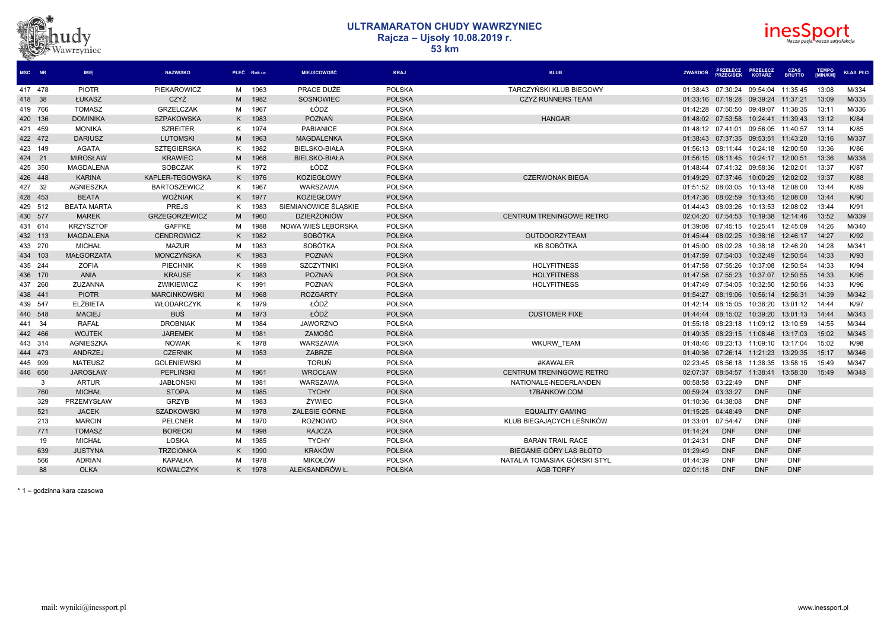# ULTRAMARATON CHUDY WAWRZYNIEC

## Rajcza – Ujsoły 10.08.2019 r.

## 53 km

| MSC | NR | IMIĘ | NAZWISKO | PŁEĆ | Rok ur. | MIEJSCOWOŚĆ | KRAJ | KLUB | ZWARDOŃ | PRZEŁECZ PRZEGIBEK | PRZEŁECZ KOTARZ | CZAS BRUTTO | TEMPO [MIN/KM] | KLAS. PŁCI |
|---|---|---|---|---|---|---|---|---|---|---|---|---|---|---|
| 417 | 478 | PIOTR | PIEKAROWICZ | M | 1963 | PRACE DUŻE | POLSKA | TARCZYŃSKI KLUB BIEGOWY | 01:38:43 | 07:30:24 | 09:54:04 | 11:35:45 | 13:08 | M/334 |
| 418 | 38 | ŁUKASZ | CZYŻ | M | 1982 | SOSNOWIEC | POLSKA | CZYŻ RUNNERS TEAM | 01:33:16 | 07:19:28 | 09:39:24 | 11:37:21 | 13:09 | M/335 |
| 419 | 766 | TOMASZ | GRZELCZAK | M | 1967 | ŁÓDŹ | POLSKA | | 01:42:28 | 07:50:50 | 09:49:07 | 11:38:35 | 13:11 | M/336 |
| 420 | 136 | DOMINIKA | SZPAKOWSKA | K | 1983 | POZNAŃ | POLSKA | HANGAR | 01:48:02 | 07:53:58 | 10:24:41 | 11:39:43 | 13:12 | K/84 |
| 421 | 459 | MONIKA | SZREITER | K | 1974 | PABIANICE | POLSKA | | 01:48:12 | 07:41:01 | 09:56:05 | 11:40:57 | 13:14 | K/85 |
| 422 | 472 | DARIUSZ | LUTOMSKI | M | 1963 | MAGDALENKA | POLSKA | | 01:38:43 | 07:37:35 | 09:53:51 | 11:43:20 | 13:16 | M/337 |
| 423 | 149 | AGATA | SZTĘGIERSKA | K | 1982 | BIELSKO-BIAŁA | POLSKA | | 01:56:13 | 08:11:44 | 10:24:18 | 12:00:50 | 13:36 | K/86 |
| 424 | 21 | MIROSŁAW | KRAWIEC | M | 1968 | BIELSKO-BIAŁA | POLSKA | | 01:56:15 | 08:11:45 | 10:24:17 | 12:00:51 | 13:36 | M/338 |
| 425 | 350 | MAGDALENA | SOBCZAK | K | 1972 | ŁÓDŹ | POLSKA | | 01:48:44 | 07:41:32 | 09:58:36 | 12:02:01 | 13:37 | K/87 |
| 426 | 448 | KARINA | KAPLER-TEGOWSKA | K | 1976 | KOZIEGŁOWY | POLSKA | CZERWONAK BIEGA | 01:49:29 | 07:37:46 | 10:00:29 | 12:02:02 | 13:37 | K/88 |
| 427 | 32 | AGNIESZKA | BARTOSZEWICZ | K | 1967 | WARSZAWA | POLSKA | | 01:51:52 | 08:03:05 | 10:13:48 | 12:08:00 | 13:44 | K/89 |
| 428 | 453 | BEATA | WOŹNIAK | K | 1977 | KOZIEGŁOWY | POLSKA | | 01:47:36 | 08:02:59 | 10:13:45 | 12:08:00 | 13:44 | K/90 |
| 429 | 512 | BEATA MARTA | PREJS | K | 1983 | SIEMIANOWICE ŚLĄSKIE | POLSKA | | 01:44:43 | 08:03:26 | 10:13:53 | 12:08:02 | 13:44 | K/91 |
| 430 | 577 | MAREK | GRZEGORZEWICZ | M | 1960 | DZIERŻONIÓW | POLSKA | CENTRUM TRENINGOWE RETRO | 02:04:20 | 07:54:53 | 10:19:38 | 12:14:46 | 13:52 | M/339 |
| 431 | 614 | KRZYSZTOF | GAFFKE | M | 1988 | NOWA WIEŚ LĘBORSKA | POLSKA | | 01:39:08 | 07:45:15 | 10:25:41 | 12:45:09 | 14:26 | M/340 |
| 432 | 113 | MAGDALENA | CENDROWICZ | K | 1982 | SOBÓTKA | POLSKA | OUTDOORZYTEAM | 01:45:44 | 08:02:25 | 10:38:16 | 12:46:17 | 14:27 | K/92 |
| 433 | 270 | MICHAŁ | MAZUR | M | 1983 | SOBÓTKA | POLSKA | KB SOBÓTKA | 01:45:00 | 08:02:28 | 10:38:18 | 12:46:20 | 14:28 | M/341 |
| 434 | 103 | MAŁGORZATA | MONCZYŃSKA | K | 1983 | POZNAŃ | POLSKA | | 01:47:59 | 07:54:03 | 10:32:49 | 12:50:54 | 14:33 | K/93 |
| 435 | 244 | ZOFIA | PIECHNIK | K | 1989 | SZCZYTNIKI | POLSKA | HOLYFITNESS | 01:47:58 | 07:55:26 | 10:37:08 | 12:50:54 | 14:33 | K/94 |
| 436 | 170 | ANIA | KRAUSE | K | 1983 | POZNAŃ | POLSKA | HOLYFITNESS | 01:47:58 | 07:55:23 | 10:37:07 | 12:50:55 | 14:33 | K/95 |
| 437 | 260 | ZUZANNA | ZWIKIEWICZ | K | 1991 | POZNAŃ | POLSKA | HOLYFITNESS | 01:47:49 | 07:54:05 | 10:32:50 | 12:50:56 | 14:33 | K/96 |
| 438 | 441 | PIOTR | MARCINKOWSKI | M | 1968 | ROZGARTY | POLSKA | | 01:54:27 | 08:19:06 | 10:56:14 | 12:56:31 | 14:39 | M/342 |
| 439 | 547 | ELŻBIETA | WŁODARCZYK | K | 1979 | ŁÓDŹ | POLSKA | | 01:42:14 | 08:15:05 | 10:38:20 | 13:01:12 | 14:44 | K/97 |
| 440 | 548 | MACIEJ | BUŚ | M | 1973 | ŁÓDŹ | POLSKA | CUSTOMER FIXE | 01:44:44 | 08:15:02 | 10:39:20 | 13:01:13 | 14:44 | M/343 |
| 441 | 34 | RAFAŁ | DROBNIAK | M | 1984 | JAWORZNO | POLSKA | | 01:55:18 | 08:23:18 | 11:09:12 | 13:10:59 | 14:55 | M/344 |
| 442 | 466 | WOJTEK | JAREMEK | M | 1981 | ZAMOŚĆ | POLSKA | | 01:49:35 | 08:23:15 | 11:08:46 | 13:17:03 | 15:02 | M/345 |
| 443 | 314 | AGNIESZKA | NOWAK | K | 1978 | WARSZAWA | POLSKA | WKURW_TEAM | 01:48:46 | 08:23:13 | 11:09:10 | 13:17:04 | 15:02 | K/98 |
| 444 | 473 | ANDRZEJ | CZERNIK | M | 1953 | ZABRZE | POLSKA | | 01:40:36 | 07:26:14 | 11:21:23 | 13:29:35 | 15:17 | M/346 |
| 445 | 999 | MATEUSZ | GOLENIEWSKI | M | | TORUŃ | POLSKA | #KAWALER | 02:23:45 | 08:56:18 | 11:38:35 | 13:58:15 | 15:49 | M/347 |
| 446 | 650 | JAROSŁAW | PEPLIŃSKI | M | 1961 | WROCŁAW | POLSKA | CENTRUM TRENINGOWE RETRO | 02:07:37 | 08:54:57 | 11:38:41 | 13:58:30 | 15:49 | M/348 |
| | 3 | ARTUR | JABŁOŃSKI | M | 1981 | WARSZAWA | POLSKA | NATIONALE-NEDERLANDEN | 00:58:58 | 03:22:49 | DNF | DNF | | |
| | 760 | MICHAŁ | STOPA | M | 1985 | TYCHY | POLSKA | 17BANKOW.COM | 00:59:24 | 03:33:27 | DNF | DNF | | |
| | 329 | PRZEMYSŁAW | GRZYB | M | 1983 | ŻYWIEC | POLSKA | | 01:10:36 | 04:38:08 | DNF | DNF | | |
| | 521 | JACEK | SZADKOWSKI | M | 1978 | ZALESIE GÓRNE | POLSKA | EQUALITY GAMING | 01:15:25 | 04:48:49 | DNF | DNF | | |
| | 213 | MARCIN | PELCNER | M | 1970 | ROZNOWO | POLSKA | KLUB BIEGAJĄCYCH LEŚNIKÓW | 01:33:01 | 07:54:47 | DNF | DNF | | |
| | 771 | TOMASZ | BORECKI | M | 1998 | RAJCZA | POLSKA | | 01:14:24 | DNF | DNF | DNF | | |
| | 19 | MICHAŁ | LOSKA | M | 1985 | TYCHY | POLSKA | BARAN TRAIL RACE | 01:24:31 | DNF | DNF | DNF | | |
| | 639 | JUSTYNA | TRZCIONKA | K | 1990 | KRAKÓW | POLSKA | BIEGANIE GÓRY LAS BŁOTO | 01:29:49 | DNF | DNF | DNF | | |
| | 566 | ADRIAN | KAPAŁKA | M | 1978 | MIKOŁÓW | POLSKA | NATALIA TOMASIAK GÓRSKI STYL | 01:44:39 | DNF | DNF | DNF | | |
| | 88 | OLKA | KOWALCZYK | K | 1978 | ALEKSANDRÓW Ł. | POLSKA | AGB TORFY | 02:01:18 | DNF | DNF | DNF | | |

* 1 – godzinna kara czasowa

mail: wyniki@inessport.pl

www.inessport.pl